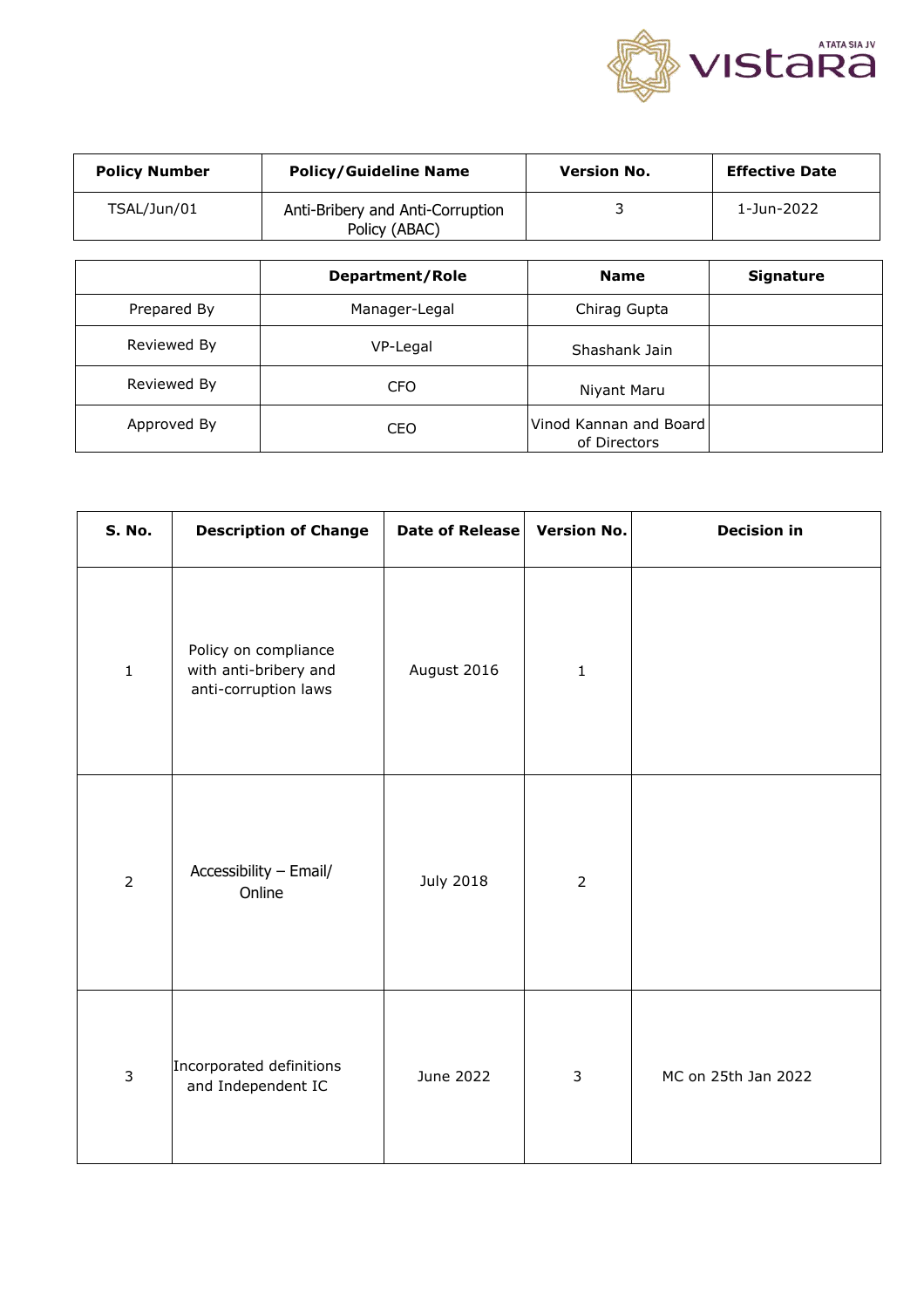| Policy Number | Policy/Guideline Name | Version No. | Effective Date |
|---|---|---|---|
| TSAL/Jun/01 | Anti-Bribery and Anti-Corruption Policy (ABAC) | 3 | 1-Jun-2022 |

| | Department/Role | Name | Signature |
|---|---|---|---|
| Prepared By | Manager-Legal | Chirag Gupta | |
| Reviewed By | VP-Legal | Shashank Jain | |
| Reviewed By | CFO | Niyant Maru | |
| Approved By | CEO | Vinod Kannan and Board of Directors | |

| S. No. | Description of Change | Date of Release | Version No. | Decision in |
|---|---|---|---|---|
| 1 | Policy on compliance with anti-bribery and anti-corruption laws | August 2016 | 1 | |
| 2 | Accessibility – Email/ Online | July 2018 | 2 | |
| 3 | Incorporated definitions and Independent IC | June 2022 | 3 | MC on 25th Jan 2022 |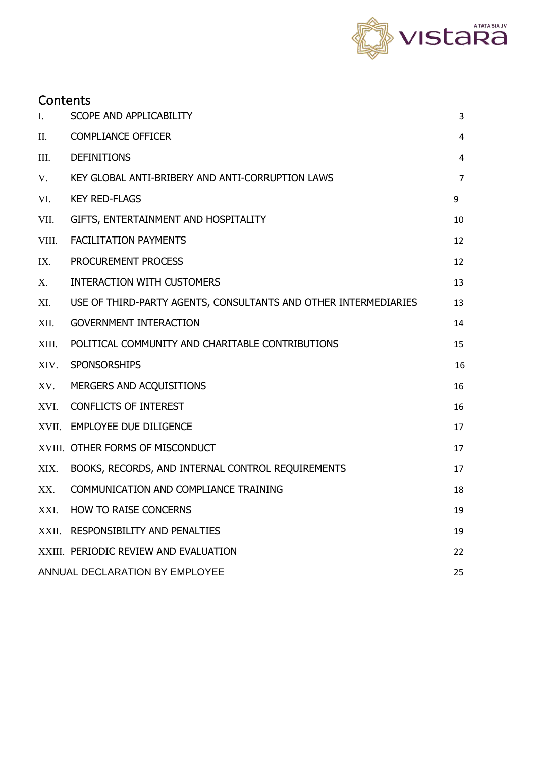## Contents

| | | |
|---|---|---|
| I. | SCOPE AND APPLICABILITY | 3 |
| II. | COMPLIANCE OFFICER | 4 |
| III. | DEFINITIONS | 4 |
| V. | KEY GLOBAL ANTI-BRIBERY AND ANTI-CORRUPTION LAWS | 7 |
| VI. | KEY RED-FLAGS | 9 |
| VII. | GIFTS, ENTERTAINMENT AND HOSPITALITY | 10 |
| VIII. | FACILITATION PAYMENTS | 12 |
| IX. | PROCUREMENT PROCESS | 12 |
| X. | INTERACTION WITH CUSTOMERS | 13 |
| XI. | USE OF THIRD-PARTY AGENTS, CONSULTANTS AND OTHER INTERMEDIARIES | 13 |
| XII. | GOVERNMENT INTERACTION | 14 |
| XIII. | POLITICAL COMMUNITY AND CHARITABLE CONTRIBUTIONS | 15 |
| XIV. | SPONSORSHIPS | 16 |
| XV. | MERGERS AND ACQUISITIONS | 16 |
| XVI. | CONFLICTS OF INTEREST | 16 |
| XVII. | EMPLOYEE DUE DILIGENCE | 17 |
| XVIII. | OTHER FORMS OF MISCONDUCT | 17 |
| XIX. | BOOKS, RECORDS, AND INTERNAL CONTROL REQUIREMENTS | 17 |
| XX. | COMMUNICATION AND COMPLIANCE TRAINING | 18 |
| XXI. | HOW TO RAISE CONCERNS | 19 |
| XXII. | RESPONSIBILITY AND PENALTIES | 19 |
| XXIII. | PERIODIC REVIEW AND EVALUATION | 22 |
| | ANNUAL DECLARATION BY EMPLOYEE | 25 |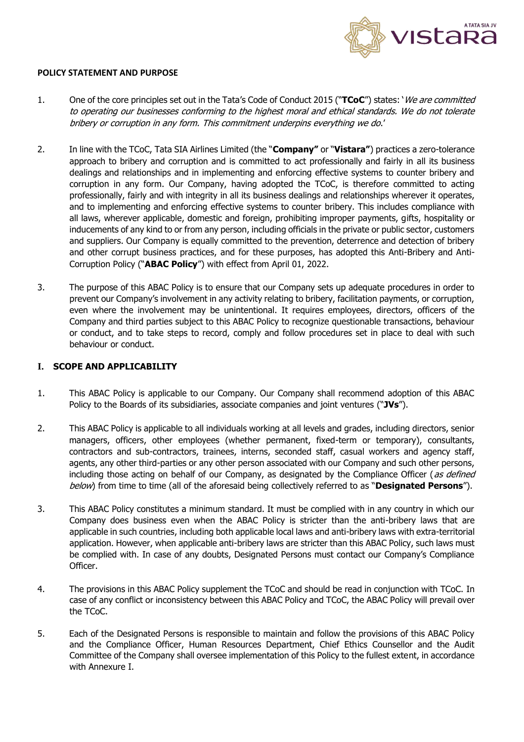**POLICY STATEMENT AND PURPOSE**

1. One of the core principles set out in the Tata's Code of Conduct 2015 ("**TCoC**") states: '*We are committed to operating our businesses conforming to the highest moral and ethical standards. We do not tolerate bribery or corruption in any form. This commitment underpins everything we do.*'

2. In line with the TCoC, Tata SIA Airlines Limited (the "**Company"** or "**Vistara"**) practices a zero-tolerance approach to bribery and corruption and is committed to act professionally and fairly in all its business dealings and relationships and in implementing and enforcing effective systems to counter bribery and corruption in any form. Our Company, having adopted the TCoC, is therefore committed to acting professionally, fairly and with integrity in all its business dealings and relationships wherever it operates, and to implementing and enforcing effective systems to counter bribery. This includes compliance with all laws, wherever applicable, domestic and foreign, prohibiting improper payments, gifts, hospitality or inducements of any kind to or from any person, including officials in the private or public sector, customers and suppliers. Our Company is equally committed to the prevention, deterrence and detection of bribery and other corrupt business practices, and for these purposes, has adopted this Anti-Bribery and Anti-Corruption Policy ("**ABAC Policy**") with effect from April 01, 2022.

3. The purpose of this ABAC Policy is to ensure that our Company sets up adequate procedures in order to prevent our Company's involvement in any activity relating to bribery, facilitation payments, or corruption, even where the involvement may be unintentional. It requires employees, directors, officers of the Company and third parties subject to this ABAC Policy to recognize questionable transactions, behaviour or conduct, and to take steps to record, comply and follow procedures set in place to deal with such behaviour or conduct.

## I. SCOPE AND APPLICABILITY

1. This ABAC Policy is applicable to our Company. Our Company shall recommend adoption of this ABAC Policy to the Boards of its subsidiaries, associate companies and joint ventures ("**JVs**").

2. This ABAC Policy is applicable to all individuals working at all levels and grades, including directors, senior managers, officers, other employees (whether permanent, fixed-term or temporary), consultants, contractors and sub-contractors, trainees, interns, seconded staff, casual workers and agency staff, agents, any other third-parties or any other person associated with our Company and such other persons, including those acting on behalf of our Company, as designated by the Compliance Officer (*as defined below*) from time to time (all of the aforesaid being collectively referred to as "**Designated Persons**").

3. This ABAC Policy constitutes a minimum standard. It must be complied with in any country in which our Company does business even when the ABAC Policy is stricter than the anti-bribery laws that are applicable in such countries, including both applicable local laws and anti-bribery laws with extra-territorial application. However, when applicable anti-bribery laws are stricter than this ABAC Policy, such laws must be complied with. In case of any doubts, Designated Persons must contact our Company's Compliance Officer.

4. The provisions in this ABAC Policy supplement the TCoC and should be read in conjunction with TCoC. In case of any conflict or inconsistency between this ABAC Policy and TCoC, the ABAC Policy will prevail over the TCoC.

5. Each of the Designated Persons is responsible to maintain and follow the provisions of this ABAC Policy and the Compliance Officer, Human Resources Department, Chief Ethics Counsellor and the Audit Committee of the Company shall oversee implementation of this Policy to the fullest extent, in accordance with Annexure I.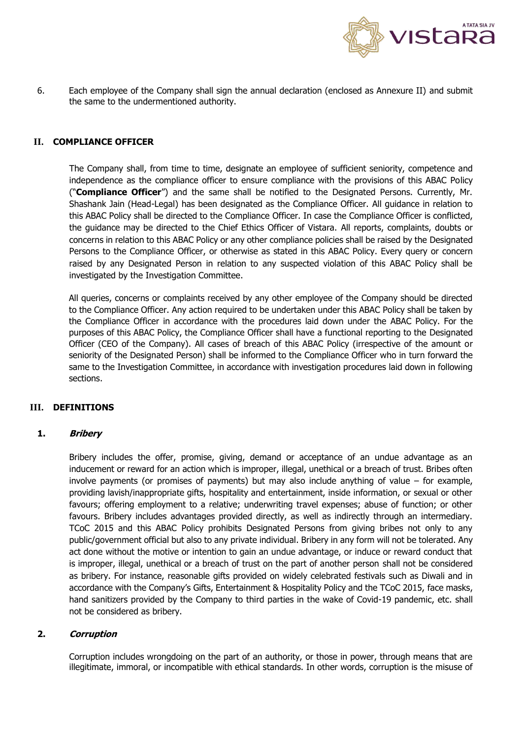6. Each employee of the Company shall sign the annual declaration (enclosed as Annexure II) and submit the same to the undermentioned authority.

## II. COMPLIANCE OFFICER

The Company shall, from time to time, designate an employee of sufficient seniority, competence and independence as the compliance officer to ensure compliance with the provisions of this ABAC Policy ("**Compliance Officer**") and the same shall be notified to the Designated Persons. Currently, Mr. Shashank Jain (Head-Legal) has been designated as the Compliance Officer. All guidance in relation to this ABAC Policy shall be directed to the Compliance Officer. In case the Compliance Officer is conflicted, the guidance may be directed to the Chief Ethics Officer of Vistara. All reports, complaints, doubts or concerns in relation to this ABAC Policy or any other compliance policies shall be raised by the Designated Persons to the Compliance Officer, or otherwise as stated in this ABAC Policy. Every query or concern raised by any Designated Person in relation to any suspected violation of this ABAC Policy shall be investigated by the Investigation Committee.

All queries, concerns or complaints received by any other employee of the Company should be directed to the Compliance Officer. Any action required to be undertaken under this ABAC Policy shall be taken by the Compliance Officer in accordance with the procedures laid down under the ABAC Policy. For the purposes of this ABAC Policy, the Compliance Officer shall have a functional reporting to the Designated Officer (CEO of the Company). All cases of breach of this ABAC Policy (irrespective of the amount or seniority of the Designated Person) shall be informed to the Compliance Officer who in turn forward the same to the Investigation Committee, in accordance with investigation procedures laid down in following sections.

## III. DEFINITIONS

### 1. *Bribery*

Bribery includes the offer, promise, giving, demand or acceptance of an undue advantage as an inducement or reward for an action which is improper, illegal, unethical or a breach of trust. Bribes often involve payments (or promises of payments) but may also include anything of value – for example, providing lavish/inappropriate gifts, hospitality and entertainment, inside information, or sexual or other favours; offering employment to a relative; underwriting travel expenses; abuse of function; or other favours. Bribery includes advantages provided directly, as well as indirectly through an intermediary. TCoC 2015 and this ABAC Policy prohibits Designated Persons from giving bribes not only to any public/government official but also to any private individual. Bribery in any form will not be tolerated. Any act done without the motive or intention to gain an undue advantage, or induce or reward conduct that is improper, illegal, unethical or a breach of trust on the part of another person shall not be considered as bribery. For instance, reasonable gifts provided on widely celebrated festivals such as Diwali and in accordance with the Company's Gifts, Entertainment & Hospitality Policy and the TCoC 2015, face masks, hand sanitizers provided by the Company to third parties in the wake of Covid-19 pandemic, etc. shall not be considered as bribery.

### 2. *Corruption*

Corruption includes wrongdoing on the part of an authority, or those in power, through means that are illegitimate, immoral, or incompatible with ethical standards. In other words, corruption is the misuse of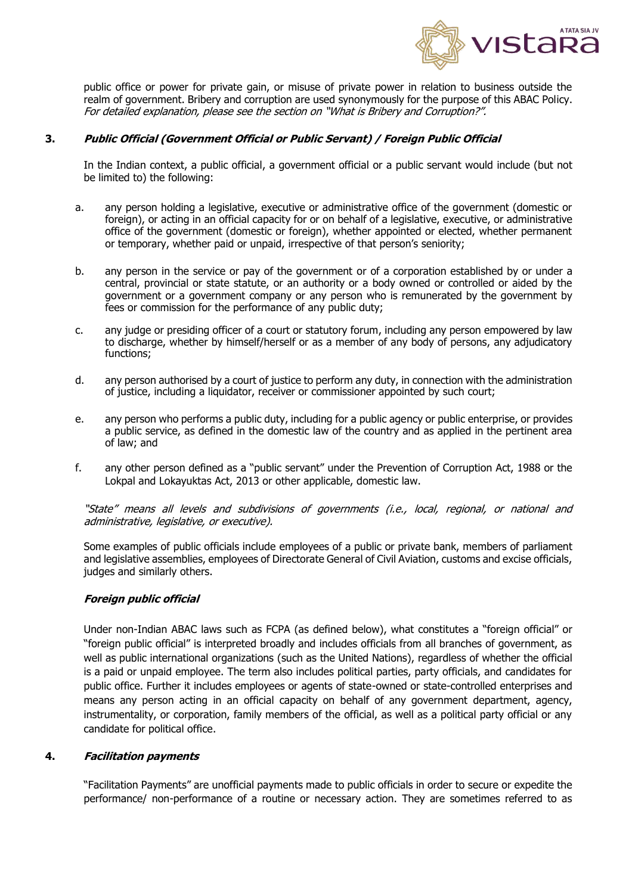public office or power for private gain, or misuse of private power in relation to business outside the realm of government. Bribery and corruption are used synonymously for the purpose of this ABAC Policy. *For detailed explanation, please see the section on "What is Bribery and Corruption?".*

### 3. ***Public Official (Government Official or Public Servant) / Foreign Public Official***

In the Indian context, a public official, a government official or a public servant would include (but not be limited to) the following:

a. any person holding a legislative, executive or administrative office of the government (domestic or foreign), or acting in an official capacity for or on behalf of a legislative, executive, or administrative office of the government (domestic or foreign), whether appointed or elected, whether permanent or temporary, whether paid or unpaid, irrespective of that person's seniority;

b. any person in the service or pay of the government or of a corporation established by or under a central, provincial or state statute, or an authority or a body owned or controlled or aided by the government or a government company or any person who is remunerated by the government by fees or commission for the performance of any public duty;

c. any judge or presiding officer of a court or statutory forum, including any person empowered by law to discharge, whether by himself/herself or as a member of any body of persons, any adjudicatory functions;

d. any person authorised by a court of justice to perform any duty, in connection with the administration of justice, including a liquidator, receiver or commissioner appointed by such court;

e. any person who performs a public duty, including for a public agency or public enterprise, or provides a public service, as defined in the domestic law of the country and as applied in the pertinent area of law; and

f. any other person defined as a "public servant" under the Prevention of Corruption Act, 1988 or the Lokpal and Lokayuktas Act, 2013 or other applicable, domestic law.

*"State" means all levels and subdivisions of governments (i.e., local, regional, or national and administrative, legislative, or executive).*

Some examples of public officials include employees of a public or private bank, members of parliament and legislative assemblies, employees of Directorate General of Civil Aviation, customs and excise officials, judges and similarly others.

***Foreign public official***

Under non-Indian ABAC laws such as FCPA (as defined below), what constitutes a "foreign official" or "foreign public official" is interpreted broadly and includes officials from all branches of government, as well as public international organizations (such as the United Nations), regardless of whether the official is a paid or unpaid employee. The term also includes political parties, party officials, and candidates for public office. Further it includes employees or agents of state-owned or state-controlled enterprises and means any person acting in an official capacity on behalf of any government department, agency, instrumentality, or corporation, family members of the official, as well as a political party official or any candidate for political office.

### 4. ***Facilitation payments***

"Facilitation Payments" are unofficial payments made to public officials in order to secure or expedite the performance/ non-performance of a routine or necessary action. They are sometimes referred to as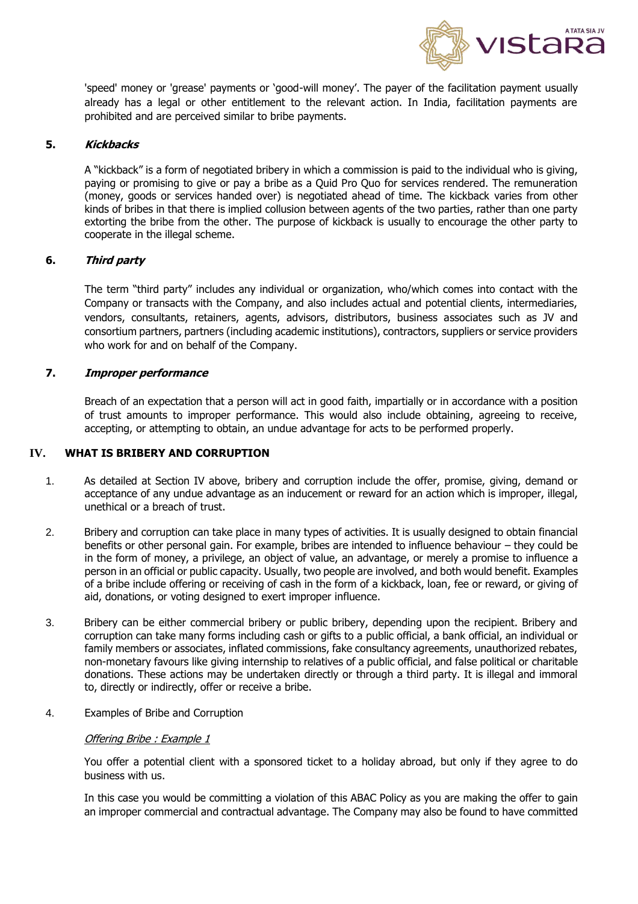'speed' money or 'grease' payments or 'good-will money'. The payer of the facilitation payment usually already has a legal or other entitlement to the relevant action. In India, facilitation payments are prohibited and are perceived similar to bribe payments.

**5.** ***Kickbacks***

A "kickback" is a form of negotiated bribery in which a commission is paid to the individual who is giving, paying or promising to give or pay a bribe as a Quid Pro Quo for services rendered. The remuneration (money, goods or services handed over) is negotiated ahead of time. The kickback varies from other kinds of bribes in that there is implied collusion between agents of the two parties, rather than one party extorting the bribe from the other. The purpose of kickback is usually to encourage the other party to cooperate in the illegal scheme.

**6.** ***Third party***

The term "third party" includes any individual or organization, who/which comes into contact with the Company or transacts with the Company, and also includes actual and potential clients, intermediaries, vendors, consultants, retainers, agents, advisors, distributors, business associates such as JV and consortium partners, partners (including academic institutions), contractors, suppliers or service providers who work for and on behalf of the Company.

**7.** ***Improper performance***

Breach of an expectation that a person will act in good faith, impartially or in accordance with a position of trust amounts to improper performance. This would also include obtaining, agreeing to receive, accepting, or attempting to obtain, an undue advantage for acts to be performed properly.

## IV. WHAT IS BRIBERY AND CORRUPTION

1. As detailed at Section IV above, bribery and corruption include the offer, promise, giving, demand or acceptance of any undue advantage as an inducement or reward for an action which is improper, illegal, unethical or a breach of trust.

2. Bribery and corruption can take place in many types of activities. It is usually designed to obtain financial benefits or other personal gain. For example, bribes are intended to influence behaviour – they could be in the form of money, a privilege, an object of value, an advantage, or merely a promise to influence a person in an official or public capacity. Usually, two people are involved, and both would benefit. Examples of a bribe include offering or receiving of cash in the form of a kickback, loan, fee or reward, or giving of aid, donations, or voting designed to exert improper influence.

3. Bribery can be either commercial bribery or public bribery, depending upon the recipient. Bribery and corruption can take many forms including cash or gifts to a public official, a bank official, an individual or family members or associates, inflated commissions, fake consultancy agreements, unauthorized rebates, non-monetary favours like giving internship to relatives of a public official, and false political or charitable donations. These actions may be undertaken directly or through a third party. It is illegal and immoral to, directly or indirectly, offer or receive a bribe.

4. Examples of Bribe and Corruption

*Offering Bribe : Example 1*

You offer a potential client with a sponsored ticket to a holiday abroad, but only if they agree to do business with us.

In this case you would be committing a violation of this ABAC Policy as you are making the offer to gain an improper commercial and contractual advantage. The Company may also be found to have committed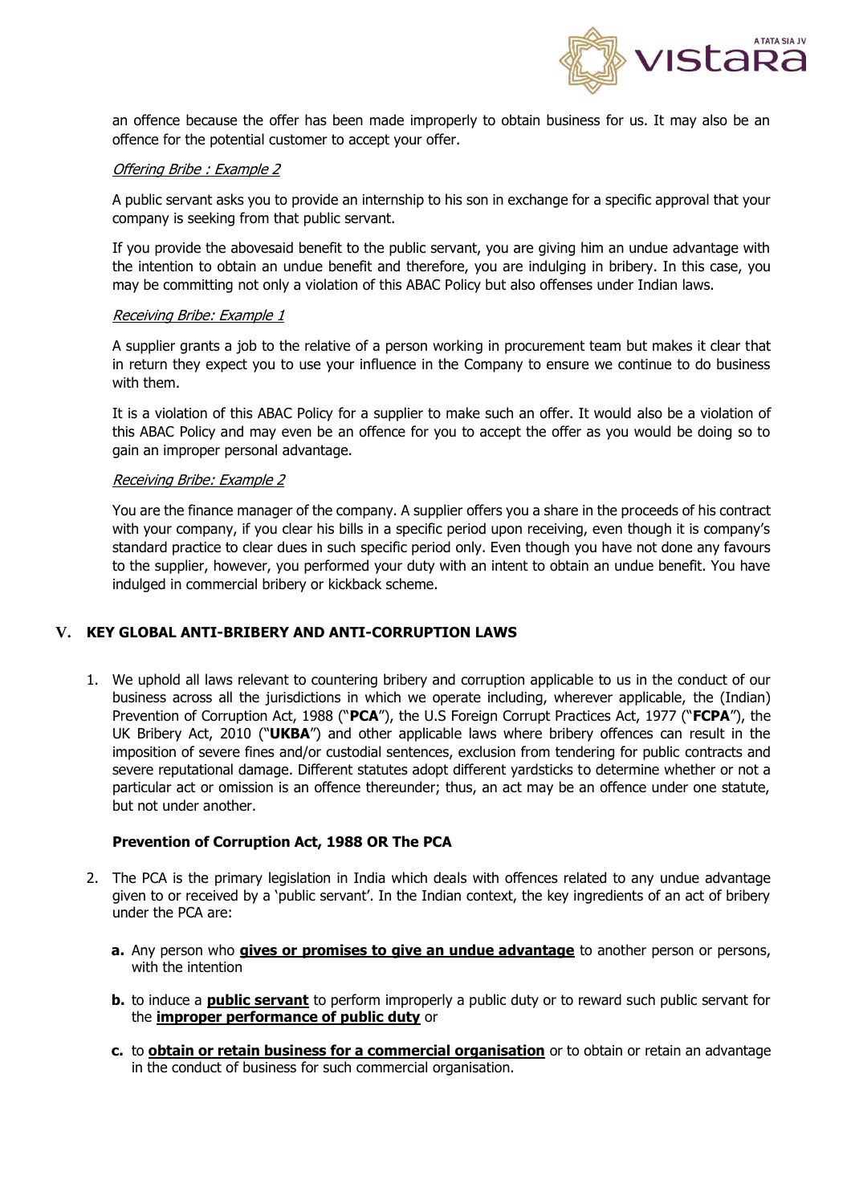an offence because the offer has been made improperly to obtain business for us. It may also be an offence for the potential customer to accept your offer.

*Offering Bribe : Example 2*

A public servant asks you to provide an internship to his son in exchange for a specific approval that your company is seeking from that public servant.

If you provide the abovesaid benefit to the public servant, you are giving him an undue advantage with the intention to obtain an undue benefit and therefore, you are indulging in bribery. In this case, you may be committing not only a violation of this ABAC Policy but also offenses under Indian laws.

*Receiving Bribe: Example 1*

A supplier grants a job to the relative of a person working in procurement team but makes it clear that in return they expect you to use your influence in the Company to ensure we continue to do business with them.

It is a violation of this ABAC Policy for a supplier to make such an offer. It would also be a violation of this ABAC Policy and may even be an offence for you to accept the offer as you would be doing so to gain an improper personal advantage.

*Receiving Bribe: Example 2*

You are the finance manager of the company. A supplier offers you a share in the proceeds of his contract with your company, if you clear his bills in a specific period upon receiving, even though it is company's standard practice to clear dues in such specific period only. Even though you have not done any favours to the supplier, however, you performed your duty with an intent to obtain an undue benefit. You have indulged in commercial bribery or kickback scheme.

## V. KEY GLOBAL ANTI-BRIBERY AND ANTI-CORRUPTION LAWS

1. We uphold all laws relevant to countering bribery and corruption applicable to us in the conduct of our business across all the jurisdictions in which we operate including, wherever applicable, the (Indian) Prevention of Corruption Act, 1988 ("**PCA**"), the U.S Foreign Corrupt Practices Act, 1977 ("**FCPA**"), the UK Bribery Act, 2010 ("**UKBA**") and other applicable laws where bribery offences can result in the imposition of severe fines and/or custodial sentences, exclusion from tendering for public contracts and severe reputational damage. Different statutes adopt different yardsticks to determine whether or not a particular act or omission is an offence thereunder; thus, an act may be an offence under one statute, but not under another.

**Prevention of Corruption Act, 1988 OR The PCA**

2. The PCA is the primary legislation in India which deals with offences related to any undue advantage given to or received by a 'public servant'. In the Indian context, the key ingredients of an act of bribery under the PCA are:

   **a.** Any person who **gives or promises to give an undue advantage** to another person or persons, with the intention

   **b.** to induce a **public servant** to perform improperly a public duty or to reward such public servant for the **improper performance of public duty** or

   **c.** to **obtain or retain business for a commercial organisation** or to obtain or retain an advantage in the conduct of business for such commercial organisation.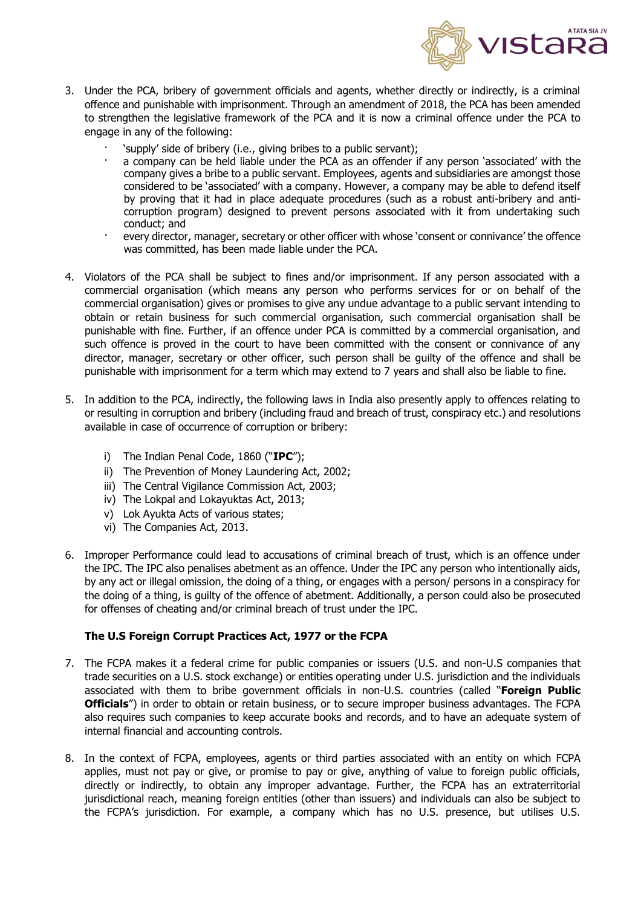3. Under the PCA, bribery of government officials and agents, whether directly or indirectly, is a criminal offence and punishable with imprisonment. Through an amendment of 2018, the PCA has been amended to strengthen the legislative framework of the PCA and it is now a criminal offence under the PCA to engage in any of the following:

   - 'supply' side of bribery (i.e., giving bribes to a public servant);
   - a company can be held liable under the PCA as an offender if any person 'associated' with the company gives a bribe to a public servant. Employees, agents and subsidiaries are amongst those considered to be 'associated' with a company. However, a company may be able to defend itself by proving that it had in place adequate procedures (such as a robust anti-bribery and anti-corruption program) designed to prevent persons associated with it from undertaking such conduct; and
   - every director, manager, secretary or other officer with whose 'consent or connivance' the offence was committed, has been made liable under the PCA.

4. Violators of the PCA shall be subject to fines and/or imprisonment. If any person associated with a commercial organisation (which means any person who performs services for or on behalf of the commercial organisation) gives or promises to give any undue advantage to a public servant intending to obtain or retain business for such commercial organisation, such commercial organisation shall be punishable with fine. Further, if an offence under PCA is committed by a commercial organisation, and such offence is proved in the court to have been committed with the consent or connivance of any director, manager, secretary or other officer, such person shall be guilty of the offence and shall be punishable with imprisonment for a term which may extend to 7 years and shall also be liable to fine.

5. In addition to the PCA, indirectly, the following laws in India also presently apply to offences relating to or resulting in corruption and bribery (including fraud and breach of trust, conspiracy etc.) and resolutions available in case of occurrence of corruption or bribery:

   i) The Indian Penal Code, 1860 ("**IPC**");
   ii) The Prevention of Money Laundering Act, 2002;
   iii) The Central Vigilance Commission Act, 2003;
   iv) The Lokpal and Lokayuktas Act, 2013;
   v) Lok Ayukta Acts of various states;
   vi) The Companies Act, 2013.

6. Improper Performance could lead to accusations of criminal breach of trust, which is an offence under the IPC. The IPC also penalises abetment as an offence. Under the IPC any person who intentionally aids, by any act or illegal omission, the doing of a thing, or engages with a person/ persons in a conspiracy for the doing of a thing, is guilty of the offence of abetment. Additionally, a person could also be prosecuted for offenses of cheating and/or criminal breach of trust under the IPC.

**The U.S Foreign Corrupt Practices Act, 1977 or the FCPA**

7. The FCPA makes it a federal crime for public companies or issuers (U.S. and non-U.S companies that trade securities on a U.S. stock exchange) or entities operating under U.S. jurisdiction and the individuals associated with them to bribe government officials in non-U.S. countries (called "**Foreign Public Officials**") in order to obtain or retain business, or to secure improper business advantages. The FCPA also requires such companies to keep accurate books and records, and to have an adequate system of internal financial and accounting controls.

8. In the context of FCPA, employees, agents or third parties associated with an entity on which FCPA applies, must not pay or give, or promise to pay or give, anything of value to foreign public officials, directly or indirectly, to obtain any improper advantage. Further, the FCPA has an extraterritorial jurisdictional reach, meaning foreign entities (other than issuers) and individuals can also be subject to the FCPA's jurisdiction. For example, a company which has no U.S. presence, but utilises U.S.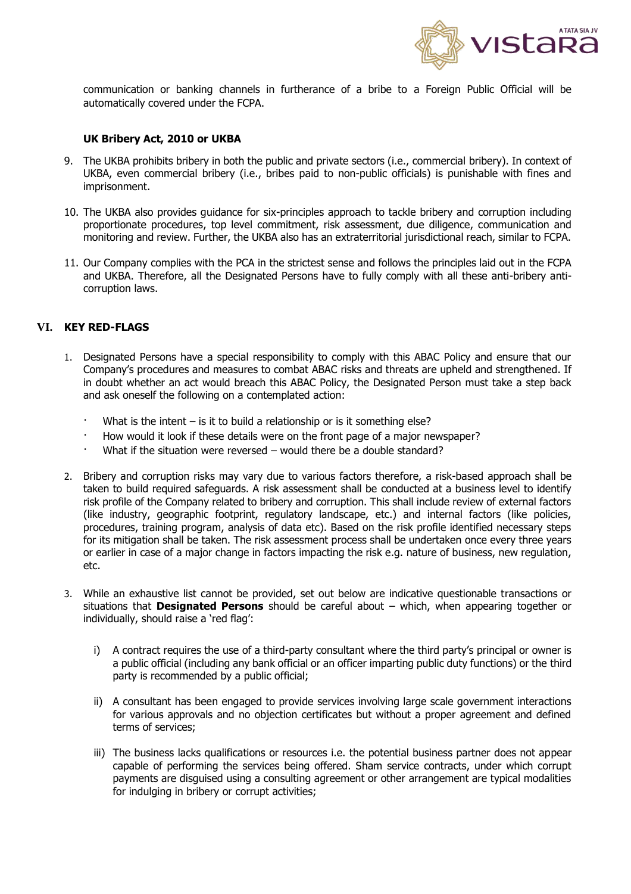communication or banking channels in furtherance of a bribe to a Foreign Public Official will be automatically covered under the FCPA.

**UK Bribery Act, 2010 or UKBA**

9. The UKBA prohibits bribery in both the public and private sectors (i.e., commercial bribery). In context of UKBA, even commercial bribery (i.e., bribes paid to non-public officials) is punishable with fines and imprisonment.

10. The UKBA also provides guidance for six-principles approach to tackle bribery and corruption including proportionate procedures, top level commitment, risk assessment, due diligence, communication and monitoring and review. Further, the UKBA also has an extraterritorial jurisdictional reach, similar to FCPA.

11. Our Company complies with the PCA in the strictest sense and follows the principles laid out in the FCPA and UKBA. Therefore, all the Designated Persons have to fully comply with all these anti-bribery anti-corruption laws.

## VI. KEY RED-FLAGS

1. Designated Persons have a special responsibility to comply with this ABAC Policy and ensure that our Company's procedures and measures to combat ABAC risks and threats are upheld and strengthened. If in doubt whether an act would breach this ABAC Policy, the Designated Person must take a step back and ask oneself the following on a contemplated action:
   - What is the intent – is it to build a relationship or is it something else?
   - How would it look if these details were on the front page of a major newspaper?
   - What if the situation were reversed – would there be a double standard?

2. Bribery and corruption risks may vary due to various factors therefore, a risk-based approach shall be taken to build required safeguards. A risk assessment shall be conducted at a business level to identify risk profile of the Company related to bribery and corruption. This shall include review of external factors (like industry, geographic footprint, regulatory landscape, etc.) and internal factors (like policies, procedures, training program, analysis of data etc). Based on the risk profile identified necessary steps for its mitigation shall be taken. The risk assessment process shall be undertaken once every three years or earlier in case of a major change in factors impacting the risk e.g. nature of business, new regulation, etc.

3. While an exhaustive list cannot be provided, set out below are indicative questionable transactions or situations that **Designated Persons** should be careful about – which, when appearing together or individually, should raise a 'red flag':

   i) A contract requires the use of a third-party consultant where the third party's principal or owner is a public official (including any bank official or an officer imparting public duty functions) or the third party is recommended by a public official;

   ii) A consultant has been engaged to provide services involving large scale government interactions for various approvals and no objection certificates but without a proper agreement and defined terms of services;

   iii) The business lacks qualifications or resources i.e. the potential business partner does not appear capable of performing the services being offered. Sham service contracts, under which corrupt payments are disguised using a consulting agreement or other arrangement are typical modalities for indulging in bribery or corrupt activities;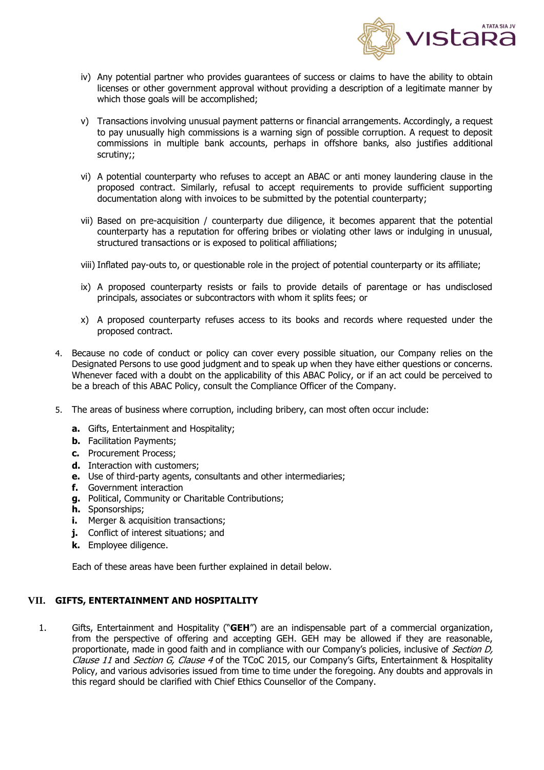iv) Any potential partner who provides guarantees of success or claims to have the ability to obtain licenses or other government approval without providing a description of a legitimate manner by which those goals will be accomplished;

v) Transactions involving unusual payment patterns or financial arrangements. Accordingly, a request to pay unusually high commissions is a warning sign of possible corruption. A request to deposit commissions in multiple bank accounts, perhaps in offshore banks, also justifies additional scrutiny;;

vi) A potential counterparty who refuses to accept an ABAC or anti money laundering clause in the proposed contract. Similarly, refusal to accept requirements to provide sufficient supporting documentation along with invoices to be submitted by the potential counterparty;

vii) Based on pre-acquisition / counterparty due diligence, it becomes apparent that the potential counterparty has a reputation for offering bribes or violating other laws or indulging in unusual, structured transactions or is exposed to political affiliations;

viii) Inflated pay-outs to, or questionable role in the project of potential counterparty or its affiliate;

ix) A proposed counterparty resists or fails to provide details of parentage or has undisclosed principals, associates or subcontractors with whom it splits fees; or

x) A proposed counterparty refuses access to its books and records where requested under the proposed contract.

4. Because no code of conduct or policy can cover every possible situation, our Company relies on the Designated Persons to use good judgment and to speak up when they have either questions or concerns. Whenever faced with a doubt on the applicability of this ABAC Policy, or if an act could be perceived to be a breach of this ABAC Policy, consult the Compliance Officer of the Company.

5. The areas of business where corruption, including bribery, can most often occur include:

   **a.** Gifts, Entertainment and Hospitality;
   **b.** Facilitation Payments;
   **c.** Procurement Process;
   **d.** Interaction with customers;
   **e.** Use of third-party agents, consultants and other intermediaries;
   **f.** Government interaction
   **g.** Political, Community or Charitable Contributions;
   **h.** Sponsorships;
   **i.** Merger & acquisition transactions;
   **j.** Conflict of interest situations; and
   **k.** Employee diligence.

   Each of these areas have been further explained in detail below.

## VII. GIFTS, ENTERTAINMENT AND HOSPITALITY

1. Gifts, Entertainment and Hospitality ("**GEH**") are an indispensable part of a commercial organization, from the perspective of offering and accepting GEH. GEH may be allowed if they are reasonable, proportionate, made in good faith and in compliance with our Company's policies, inclusive of *Section D, Clause 11* and *Section G, Clause 4* of the TCoC 2015*,* our Company's Gifts, Entertainment & Hospitality Policy, and various advisories issued from time to time under the foregoing. Any doubts and approvals in this regard should be clarified with Chief Ethics Counsellor of the Company.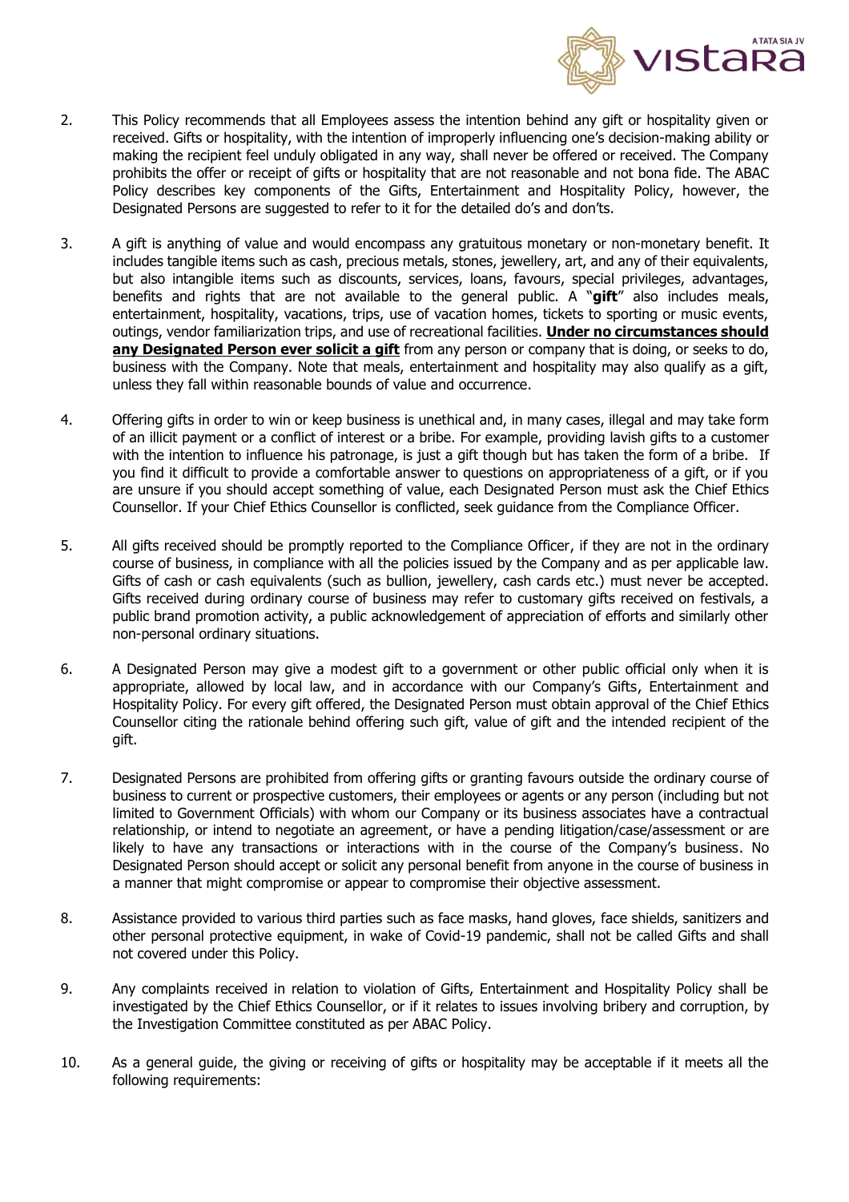2. This Policy recommends that all Employees assess the intention behind any gift or hospitality given or received. Gifts or hospitality, with the intention of improperly influencing one's decision-making ability or making the recipient feel unduly obligated in any way, shall never be offered or received. The Company prohibits the offer or receipt of gifts or hospitality that are not reasonable and not bona fide. The ABAC Policy describes key components of the Gifts, Entertainment and Hospitality Policy, however, the Designated Persons are suggested to refer to it for the detailed do's and don'ts.

3. A gift is anything of value and would encompass any gratuitous monetary or non-monetary benefit. It includes tangible items such as cash, precious metals, stones, jewellery, art, and any of their equivalents, but also intangible items such as discounts, services, loans, favours, special privileges, advantages, benefits and rights that are not available to the general public. A "**gift**" also includes meals, entertainment, hospitality, vacations, trips, use of vacation homes, tickets to sporting or music events, outings, vendor familiarization trips, and use of recreational facilities. **Under no circumstances should any Designated Person ever solicit a gift** from any person or company that is doing, or seeks to do, business with the Company. Note that meals, entertainment and hospitality may also qualify as a gift, unless they fall within reasonable bounds of value and occurrence.

4. Offering gifts in order to win or keep business is unethical and, in many cases, illegal and may take form of an illicit payment or a conflict of interest or a bribe. For example, providing lavish gifts to a customer with the intention to influence his patronage, is just a gift though but has taken the form of a bribe. If you find it difficult to provide a comfortable answer to questions on appropriateness of a gift, or if you are unsure if you should accept something of value, each Designated Person must ask the Chief Ethics Counsellor. If your Chief Ethics Counsellor is conflicted, seek guidance from the Compliance Officer.

5. All gifts received should be promptly reported to the Compliance Officer, if they are not in the ordinary course of business, in compliance with all the policies issued by the Company and as per applicable law. Gifts of cash or cash equivalents (such as bullion, jewellery, cash cards etc.) must never be accepted. Gifts received during ordinary course of business may refer to customary gifts received on festivals, a public brand promotion activity, a public acknowledgement of appreciation of efforts and similarly other non-personal ordinary situations.

6. A Designated Person may give a modest gift to a government or other public official only when it is appropriate, allowed by local law, and in accordance with our Company's Gifts, Entertainment and Hospitality Policy. For every gift offered, the Designated Person must obtain approval of the Chief Ethics Counsellor citing the rationale behind offering such gift, value of gift and the intended recipient of the gift.

7. Designated Persons are prohibited from offering gifts or granting favours outside the ordinary course of business to current or prospective customers, their employees or agents or any person (including but not limited to Government Officials) with whom our Company or its business associates have a contractual relationship, or intend to negotiate an agreement, or have a pending litigation/case/assessment or are likely to have any transactions or interactions with in the course of the Company's business. No Designated Person should accept or solicit any personal benefit from anyone in the course of business in a manner that might compromise or appear to compromise their objective assessment.

8. Assistance provided to various third parties such as face masks, hand gloves, face shields, sanitizers and other personal protective equipment, in wake of Covid-19 pandemic, shall not be called Gifts and shall not covered under this Policy.

9. Any complaints received in relation to violation of Gifts, Entertainment and Hospitality Policy shall be investigated by the Chief Ethics Counsellor, or if it relates to issues involving bribery and corruption, by the Investigation Committee constituted as per ABAC Policy.

10. As a general guide, the giving or receiving of gifts or hospitality may be acceptable if it meets all the following requirements: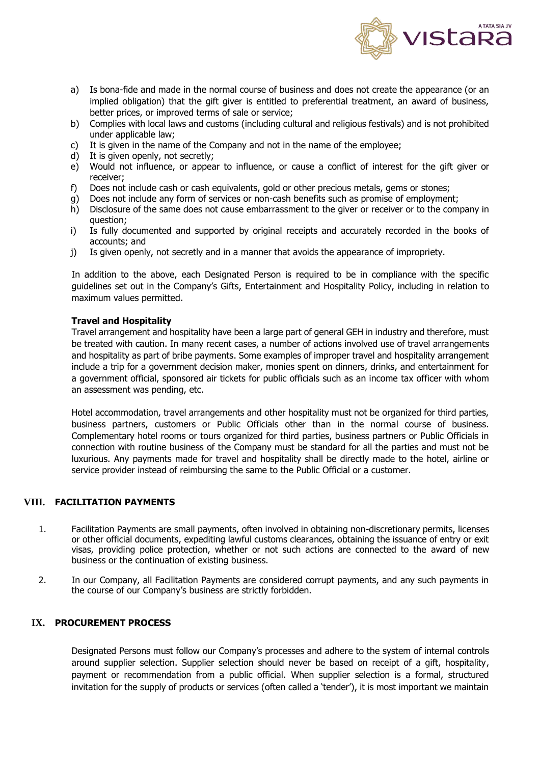a) Is bona-fide and made in the normal course of business and does not create the appearance (or an implied obligation) that the gift giver is entitled to preferential treatment, an award of business, better prices, or improved terms of sale or service;
b) Complies with local laws and customs (including cultural and religious festivals) and is not prohibited under applicable law;
c) It is given in the name of the Company and not in the name of the employee;
d) It is given openly, not secretly;
e) Would not influence, or appear to influence, or cause a conflict of interest for the gift giver or receiver;
f) Does not include cash or cash equivalents, gold or other precious metals, gems or stones;
g) Does not include any form of services or non-cash benefits such as promise of employment;
h) Disclosure of the same does not cause embarrassment to the giver or receiver or to the company in question;
i) Is fully documented and supported by original receipts and accurately recorded in the books of accounts; and
j) Is given openly, not secretly and in a manner that avoids the appearance of impropriety.

In addition to the above, each Designated Person is required to be in compliance with the specific guidelines set out in the Company's Gifts, Entertainment and Hospitality Policy, including in relation to maximum values permitted.

**Travel and Hospitality**

Travel arrangement and hospitality have been a large part of general GEH in industry and therefore, must be treated with caution. In many recent cases, a number of actions involved use of travel arrangements and hospitality as part of bribe payments. Some examples of improper travel and hospitality arrangement include a trip for a government decision maker, monies spent on dinners, drinks, and entertainment for a government official, sponsored air tickets for public officials such as an income tax officer with whom an assessment was pending, etc.

Hotel accommodation, travel arrangements and other hospitality must not be organized for third parties, business partners, customers or Public Officials other than in the normal course of business. Complementary hotel rooms or tours organized for third parties, business partners or Public Officials in connection with routine business of the Company must be standard for all the parties and must not be luxurious. Any payments made for travel and hospitality shall be directly made to the hotel, airline or service provider instead of reimbursing the same to the Public Official or a customer.

## VIII. FACILITATION PAYMENTS

1. Facilitation Payments are small payments, often involved in obtaining non-discretionary permits, licenses or other official documents, expediting lawful customs clearances, obtaining the issuance of entry or exit visas, providing police protection, whether or not such actions are connected to the award of new business or the continuation of existing business.

2. In our Company, all Facilitation Payments are considered corrupt payments, and any such payments in the course of our Company's business are strictly forbidden.

## IX. PROCUREMENT PROCESS

Designated Persons must follow our Company's processes and adhere to the system of internal controls around supplier selection. Supplier selection should never be based on receipt of a gift, hospitality, payment or recommendation from a public official. When supplier selection is a formal, structured invitation for the supply of products or services (often called a 'tender'), it is most important we maintain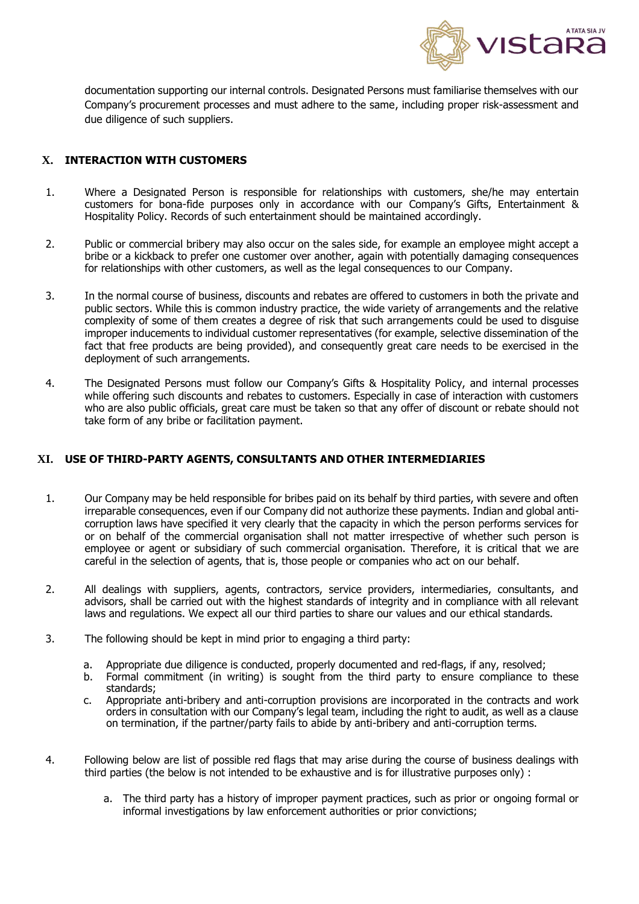documentation supporting our internal controls. Designated Persons must familiarise themselves with our Company's procurement processes and must adhere to the same, including proper risk-assessment and due diligence of such suppliers.

## X. INTERACTION WITH CUSTOMERS

1. Where a Designated Person is responsible for relationships with customers, she/he may entertain customers for bona-fide purposes only in accordance with our Company's Gifts, Entertainment & Hospitality Policy. Records of such entertainment should be maintained accordingly.

2. Public or commercial bribery may also occur on the sales side, for example an employee might accept a bribe or a kickback to prefer one customer over another, again with potentially damaging consequences for relationships with other customers, as well as the legal consequences to our Company.

3. In the normal course of business, discounts and rebates are offered to customers in both the private and public sectors. While this is common industry practice, the wide variety of arrangements and the relative complexity of some of them creates a degree of risk that such arrangements could be used to disguise improper inducements to individual customer representatives (for example, selective dissemination of the fact that free products are being provided), and consequently great care needs to be exercised in the deployment of such arrangements.

4. The Designated Persons must follow our Company's Gifts & Hospitality Policy, and internal processes while offering such discounts and rebates to customers. Especially in case of interaction with customers who are also public officials, great care must be taken so that any offer of discount or rebate should not take form of any bribe or facilitation payment.

## XI. USE OF THIRD-PARTY AGENTS, CONSULTANTS AND OTHER INTERMEDIARIES

1. Our Company may be held responsible for bribes paid on its behalf by third parties, with severe and often irreparable consequences, even if our Company did not authorize these payments. Indian and global anti-corruption laws have specified it very clearly that the capacity in which the person performs services for or on behalf of the commercial organisation shall not matter irrespective of whether such person is employee or agent or subsidiary of such commercial organisation. Therefore, it is critical that we are careful in the selection of agents, that is, those people or companies who act on our behalf.

2. All dealings with suppliers, agents, contractors, service providers, intermediaries, consultants, and advisors, shall be carried out with the highest standards of integrity and in compliance with all relevant laws and regulations. We expect all our third parties to share our values and our ethical standards.

3. The following should be kept in mind prior to engaging a third party:

   a. Appropriate due diligence is conducted, properly documented and red-flags, if any, resolved;
   b. Formal commitment (in writing) is sought from the third party to ensure compliance to these standards;
   c. Appropriate anti-bribery and anti-corruption provisions are incorporated in the contracts and work orders in consultation with our Company's legal team, including the right to audit, as well as a clause on termination, if the partner/party fails to abide by anti-bribery and anti-corruption terms.

4. Following below are list of possible red flags that may arise during the course of business dealings with third parties (the below is not intended to be exhaustive and is for illustrative purposes only) :

   a. The third party has a history of improper payment practices, such as prior or ongoing formal or informal investigations by law enforcement authorities or prior convictions;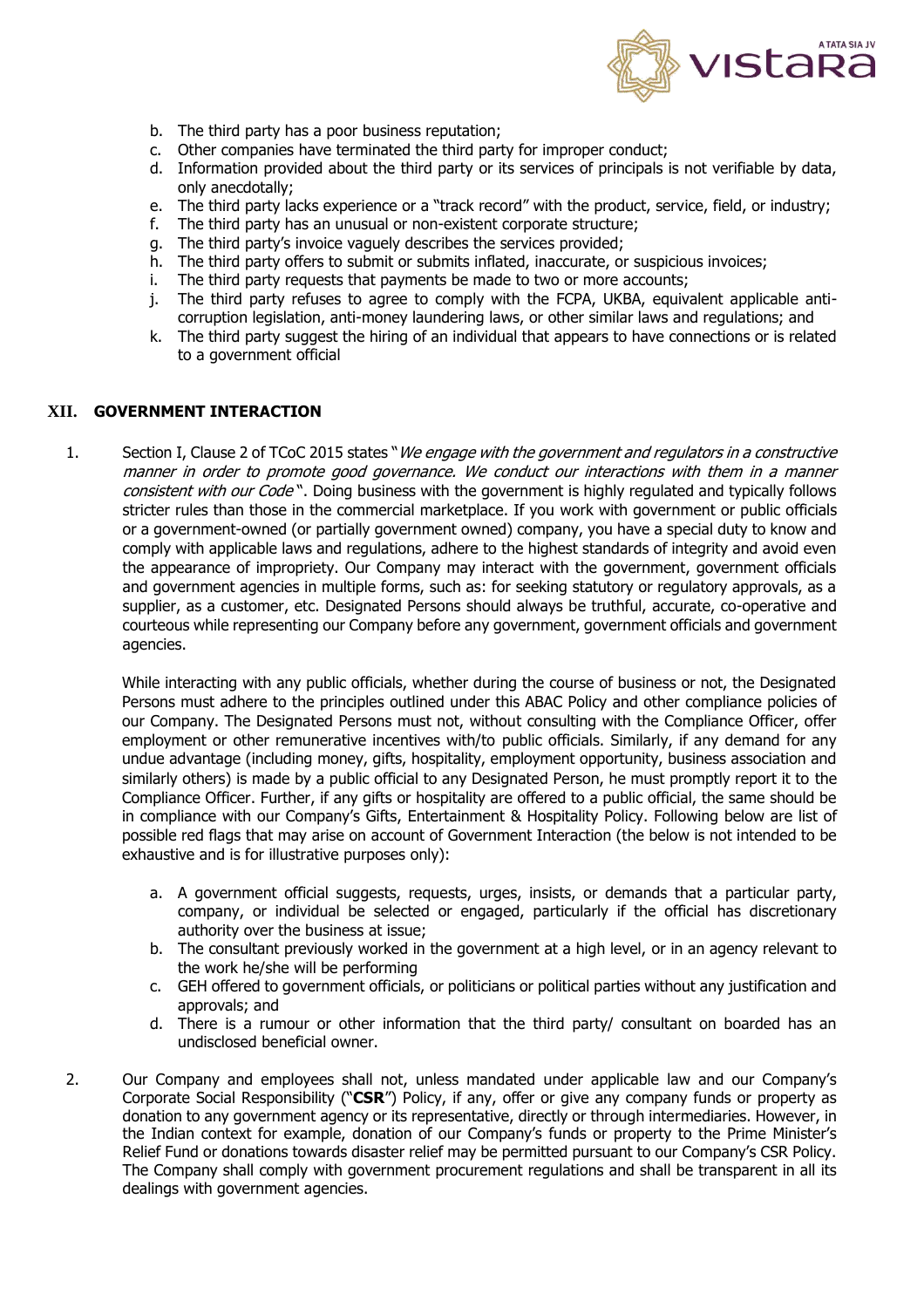b. The third party has a poor business reputation;
c. Other companies have terminated the third party for improper conduct;
d. Information provided about the third party or its services of principals is not verifiable by data, only anecdotally;
e. The third party lacks experience or a "track record" with the product, service, field, or industry;
f. The third party has an unusual or non-existent corporate structure;
g. The third party's invoice vaguely describes the services provided;
h. The third party offers to submit or submits inflated, inaccurate, or suspicious invoices;
i. The third party requests that payments be made to two or more accounts;
j. The third party refuses to agree to comply with the FCPA, UKBA, equivalent applicable anti-corruption legislation, anti-money laundering laws, or other similar laws and regulations; and
k. The third party suggest the hiring of an individual that appears to have connections or is related to a government official

## XII. GOVERNMENT INTERACTION

1. Section I, Clause 2 of TCoC 2015 states "*We engage with the government and regulators in a constructive manner in order to promote good governance. We conduct our interactions with them in a manner consistent with our Code*". Doing business with the government is highly regulated and typically follows stricter rules than those in the commercial marketplace. If you work with government or public officials or a government-owned (or partially government owned) company, you have a special duty to know and comply with applicable laws and regulations, adhere to the highest standards of integrity and avoid even the appearance of impropriety. Our Company may interact with the government, government officials and government agencies in multiple forms, such as: for seeking statutory or regulatory approvals, as a supplier, as a customer, etc. Designated Persons should always be truthful, accurate, co-operative and courteous while representing our Company before any government, government officials and government agencies.

   While interacting with any public officials, whether during the course of business or not, the Designated Persons must adhere to the principles outlined under this ABAC Policy and other compliance policies of our Company. The Designated Persons must not, without consulting with the Compliance Officer, offer employment or other remunerative incentives with/to public officials. Similarly, if any demand for any undue advantage (including money, gifts, hospitality, employment opportunity, business association and similarly others) is made by a public official to any Designated Person, he must promptly report it to the Compliance Officer. Further, if any gifts or hospitality are offered to a public official, the same should be in compliance with our Company's Gifts, Entertainment & Hospitality Policy. Following below are list of possible red flags that may arise on account of Government Interaction (the below is not intended to be exhaustive and is for illustrative purposes only):

   a. A government official suggests, requests, urges, insists, or demands that a particular party, company, or individual be selected or engaged, particularly if the official has discretionary authority over the business at issue;
   b. The consultant previously worked in the government at a high level, or in an agency relevant to the work he/she will be performing
   c. GEH offered to government officials, or politicians or political parties without any justification and approvals; and
   d. There is a rumour or other information that the third party/ consultant on boarded has an undisclosed beneficial owner.

2. Our Company and employees shall not, unless mandated under applicable law and our Company's Corporate Social Responsibility ("**CSR**") Policy, if any, offer or give any company funds or property as donation to any government agency or its representative, directly or through intermediaries. However, in the Indian context for example, donation of our Company's funds or property to the Prime Minister's Relief Fund or donations towards disaster relief may be permitted pursuant to our Company's CSR Policy. The Company shall comply with government procurement regulations and shall be transparent in all its dealings with government agencies.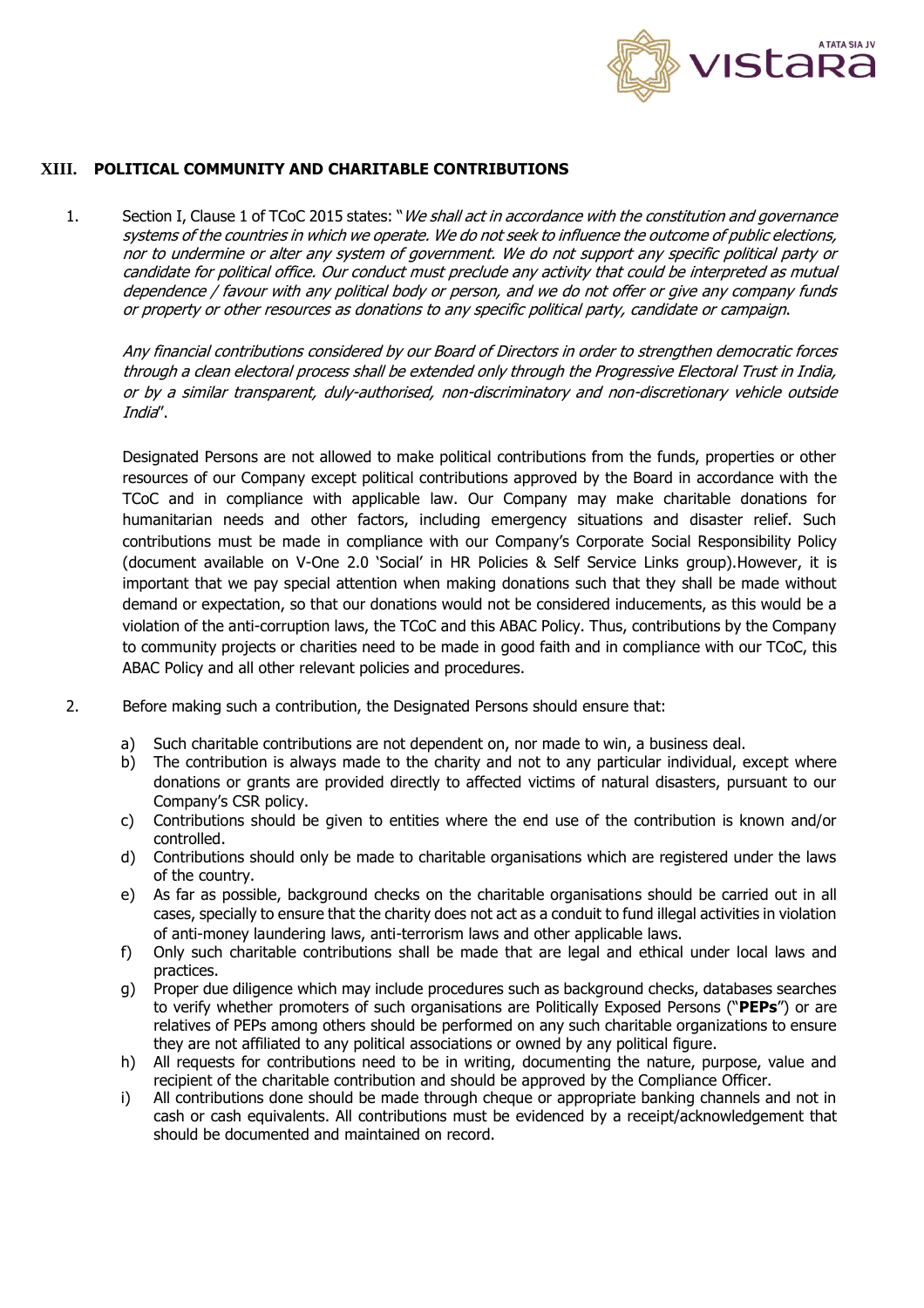## XIII. POLITICAL COMMUNITY AND CHARITABLE CONTRIBUTIONS

1. Section I, Clause 1 of TCoC 2015 states: "*We shall act in accordance with the constitution and governance systems of the countries in which we operate. We do not seek to influence the outcome of public elections, nor to undermine or alter any system of government. We do not support any specific political party or candidate for political office. Our conduct must preclude any activity that could be interpreted as mutual dependence / favour with any political body or person, and we do not offer or give any company funds or property or other resources as donations to any specific political party, candidate or campaign.*

   *Any financial contributions considered by our Board of Directors in order to strengthen democratic forces through a clean electoral process shall be extended only through the Progressive Electoral Trust in India, or by a similar transparent, duly-authorised, non-discriminatory and non-discretionary vehicle outside India*".

   Designated Persons are not allowed to make political contributions from the funds, properties or other resources of our Company except political contributions approved by the Board in accordance with the TCoC and in compliance with applicable law. Our Company may make charitable donations for humanitarian needs and other factors, including emergency situations and disaster relief. Such contributions must be made in compliance with our Company's Corporate Social Responsibility Policy (document available on V-One 2.0 'Social' in HR Policies & Self Service Links group).However, it is important that we pay special attention when making donations such that they shall be made without demand or expectation, so that our donations would not be considered inducements, as this would be a violation of the anti-corruption laws, the TCoC and this ABAC Policy. Thus, contributions by the Company to community projects or charities need to be made in good faith and in compliance with our TCoC, this ABAC Policy and all other relevant policies and procedures.

2. Before making such a contribution, the Designated Persons should ensure that:

   a) Such charitable contributions are not dependent on, nor made to win, a business deal.
   b) The contribution is always made to the charity and not to any particular individual, except where donations or grants are provided directly to affected victims of natural disasters, pursuant to our Company's CSR policy.
   c) Contributions should be given to entities where the end use of the contribution is known and/or controlled.
   d) Contributions should only be made to charitable organisations which are registered under the laws of the country.
   e) As far as possible, background checks on the charitable organisations should be carried out in all cases, specially to ensure that the charity does not act as a conduit to fund illegal activities in violation of anti-money laundering laws, anti-terrorism laws and other applicable laws.
   f) Only such charitable contributions shall be made that are legal and ethical under local laws and practices.
   g) Proper due diligence which may include procedures such as background checks, databases searches to verify whether promoters of such organisations are Politically Exposed Persons ("**PEPs**") or are relatives of PEPs among others should be performed on any such charitable organizations to ensure they are not affiliated to any political associations or owned by any political figure.
   h) All requests for contributions need to be in writing, documenting the nature, purpose, value and recipient of the charitable contribution and should be approved by the Compliance Officer.
   i) All contributions done should be made through cheque or appropriate banking channels and not in cash or cash equivalents. All contributions must be evidenced by a receipt/acknowledgement that should be documented and maintained on record.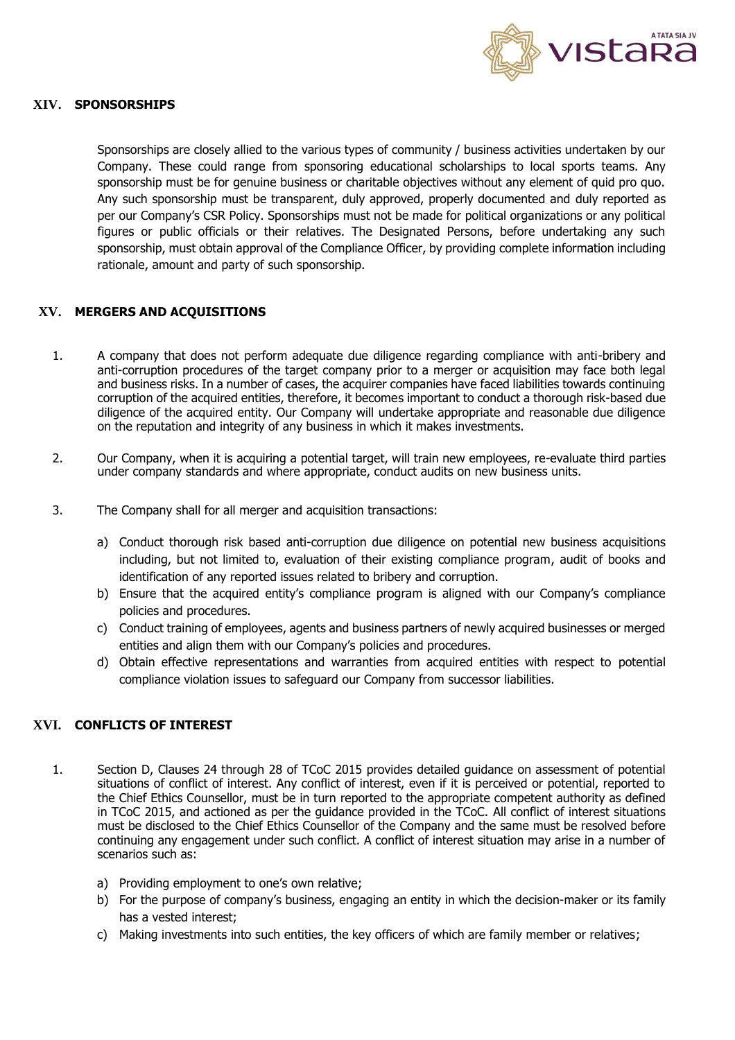## XIV. SPONSORSHIPS

Sponsorships are closely allied to the various types of community / business activities undertaken by our Company. These could range from sponsoring educational scholarships to local sports teams. Any sponsorship must be for genuine business or charitable objectives without any element of quid pro quo. Any such sponsorship must be transparent, duly approved, properly documented and duly reported as per our Company's CSR Policy. Sponsorships must not be made for political organizations or any political figures or public officials or their relatives. The Designated Persons, before undertaking any such sponsorship, must obtain approval of the Compliance Officer, by providing complete information including rationale, amount and party of such sponsorship.

## XV. MERGERS AND ACQUISITIONS

1. A company that does not perform adequate due diligence regarding compliance with anti-bribery and anti-corruption procedures of the target company prior to a merger or acquisition may face both legal and business risks. In a number of cases, the acquirer companies have faced liabilities towards continuing corruption of the acquired entities, therefore, it becomes important to conduct a thorough risk-based due diligence of the acquired entity. Our Company will undertake appropriate and reasonable due diligence on the reputation and integrity of any business in which it makes investments.

2. Our Company, when it is acquiring a potential target, will train new employees, re-evaluate third parties under company standards and where appropriate, conduct audits on new business units.

3. The Company shall for all merger and acquisition transactions:

   a) Conduct thorough risk based anti-corruption due diligence on potential new business acquisitions including, but not limited to, evaluation of their existing compliance program, audit of books and identification of any reported issues related to bribery and corruption.
   b) Ensure that the acquired entity's compliance program is aligned with our Company's compliance policies and procedures.
   c) Conduct training of employees, agents and business partners of newly acquired businesses or merged entities and align them with our Company's policies and procedures.
   d) Obtain effective representations and warranties from acquired entities with respect to potential compliance violation issues to safeguard our Company from successor liabilities.

## XVI. CONFLICTS OF INTEREST

1. Section D, Clauses 24 through 28 of TCoC 2015 provides detailed guidance on assessment of potential situations of conflict of interest. Any conflict of interest, even if it is perceived or potential, reported to the Chief Ethics Counsellor, must be in turn reported to the appropriate competent authority as defined in TCoC 2015, and actioned as per the guidance provided in the TCoC. All conflict of interest situations must be disclosed to the Chief Ethics Counsellor of the Company and the same must be resolved before continuing any engagement under such conflict. A conflict of interest situation may arise in a number of scenarios such as:

   a) Providing employment to one's own relative;
   b) For the purpose of company's business, engaging an entity in which the decision-maker or its family has a vested interest;
   c) Making investments into such entities, the key officers of which are family member or relatives;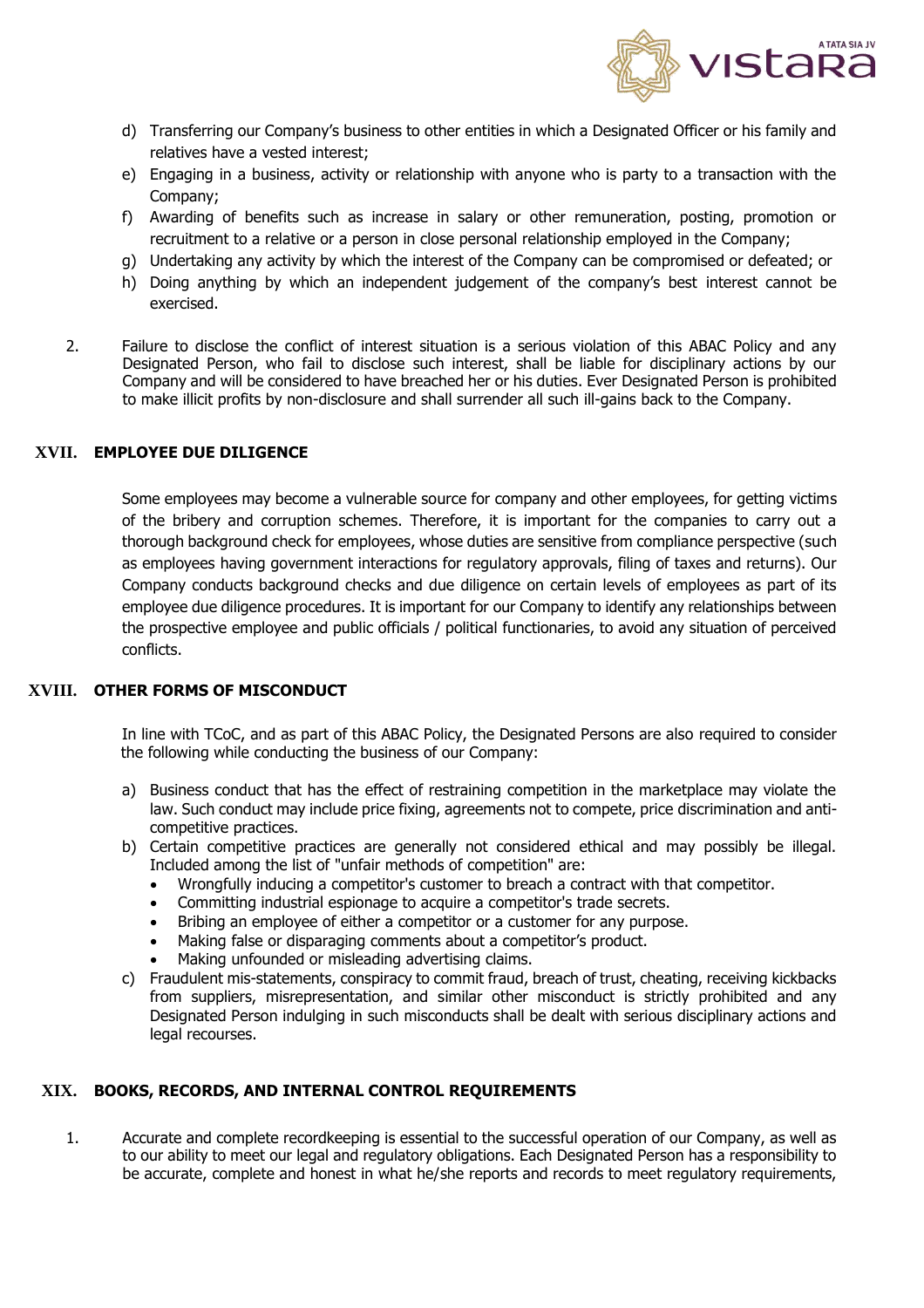d) Transferring our Company's business to other entities in which a Designated Officer or his family and relatives have a vested interest;
e) Engaging in a business, activity or relationship with anyone who is party to a transaction with the Company;
f) Awarding of benefits such as increase in salary or other remuneration, posting, promotion or recruitment to a relative or a person in close personal relationship employed in the Company;
g) Undertaking any activity by which the interest of the Company can be compromised or defeated; or
h) Doing anything by which an independent judgement of the company's best interest cannot be exercised.

2. Failure to disclose the conflict of interest situation is a serious violation of this ABAC Policy and any Designated Person, who fail to disclose such interest, shall be liable for disciplinary actions by our Company and will be considered to have breached her or his duties. Ever Designated Person is prohibited to make illicit profits by non-disclosure and shall surrender all such ill-gains back to the Company.

## XVII. EMPLOYEE DUE DILIGENCE

Some employees may become a vulnerable source for company and other employees, for getting victims of the bribery and corruption schemes. Therefore, it is important for the companies to carry out a thorough background check for employees, whose duties are sensitive from compliance perspective (such as employees having government interactions for regulatory approvals, filing of taxes and returns). Our Company conducts background checks and due diligence on certain levels of employees as part of its employee due diligence procedures. It is important for our Company to identify any relationships between the prospective employee and public officials / political functionaries, to avoid any situation of perceived conflicts.

## XVIII. OTHER FORMS OF MISCONDUCT

In line with TCoC, and as part of this ABAC Policy, the Designated Persons are also required to consider the following while conducting the business of our Company:

a) Business conduct that has the effect of restraining competition in the marketplace may violate the law. Such conduct may include price fixing, agreements not to compete, price discrimination and anti-competitive practices.
b) Certain competitive practices are generally not considered ethical and may possibly be illegal. Included among the list of "unfair methods of competition" are:
   - Wrongfully inducing a competitor's customer to breach a contract with that competitor.
   - Committing industrial espionage to acquire a competitor's trade secrets.
   - Bribing an employee of either a competitor or a customer for any purpose.
   - Making false or disparaging comments about a competitor's product.
   - Making unfounded or misleading advertising claims.
c) Fraudulent mis-statements, conspiracy to commit fraud, breach of trust, cheating, receiving kickbacks from suppliers, misrepresentation, and similar other misconduct is strictly prohibited and any Designated Person indulging in such misconducts shall be dealt with serious disciplinary actions and legal recourses.

## XIX. BOOKS, RECORDS, AND INTERNAL CONTROL REQUIREMENTS

1. Accurate and complete recordkeeping is essential to the successful operation of our Company, as well as to our ability to meet our legal and regulatory obligations. Each Designated Person has a responsibility to be accurate, complete and honest in what he/she reports and records to meet regulatory requirements,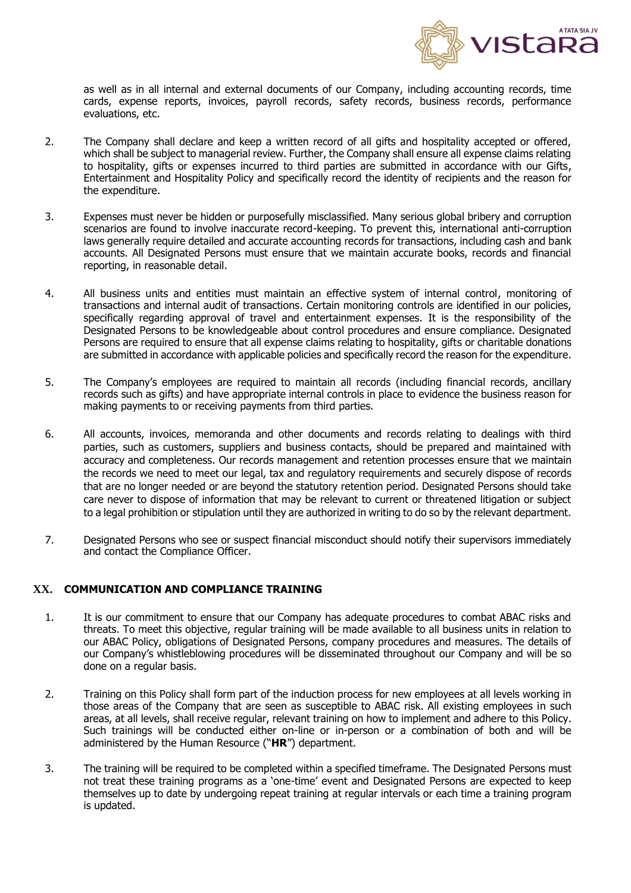as well as in all internal and external documents of our Company, including accounting records, time cards, expense reports, invoices, payroll records, safety records, business records, performance evaluations, etc.

2. The Company shall declare and keep a written record of all gifts and hospitality accepted or offered, which shall be subject to managerial review. Further, the Company shall ensure all expense claims relating to hospitality, gifts or expenses incurred to third parties are submitted in accordance with our Gifts, Entertainment and Hospitality Policy and specifically record the identity of recipients and the reason for the expenditure.

3. Expenses must never be hidden or purposefully misclassified. Many serious global bribery and corruption scenarios are found to involve inaccurate record-keeping. To prevent this, international anti-corruption laws generally require detailed and accurate accounting records for transactions, including cash and bank accounts. All Designated Persons must ensure that we maintain accurate books, records and financial reporting, in reasonable detail.

4. All business units and entities must maintain an effective system of internal control, monitoring of transactions and internal audit of transactions. Certain monitoring controls are identified in our policies, specifically regarding approval of travel and entertainment expenses. It is the responsibility of the Designated Persons to be knowledgeable about control procedures and ensure compliance. Designated Persons are required to ensure that all expense claims relating to hospitality, gifts or charitable donations are submitted in accordance with applicable policies and specifically record the reason for the expenditure.

5. The Company's employees are required to maintain all records (including financial records, ancillary records such as gifts) and have appropriate internal controls in place to evidence the business reason for making payments to or receiving payments from third parties.

6. All accounts, invoices, memoranda and other documents and records relating to dealings with third parties, such as customers, suppliers and business contacts, should be prepared and maintained with accuracy and completeness. Our records management and retention processes ensure that we maintain the records we need to meet our legal, tax and regulatory requirements and securely dispose of records that are no longer needed or are beyond the statutory retention period. Designated Persons should take care never to dispose of information that may be relevant to current or threatened litigation or subject to a legal prohibition or stipulation until they are authorized in writing to do so by the relevant department.

7. Designated Persons who see or suspect financial misconduct should notify their supervisors immediately and contact the Compliance Officer.

## XX. COMMUNICATION AND COMPLIANCE TRAINING

1. It is our commitment to ensure that our Company has adequate procedures to combat ABAC risks and threats. To meet this objective, regular training will be made available to all business units in relation to our ABAC Policy, obligations of Designated Persons, company procedures and measures. The details of our Company's whistleblowing procedures will be disseminated throughout our Company and will be so done on a regular basis.

2. Training on this Policy shall form part of the induction process for new employees at all levels working in those areas of the Company that are seen as susceptible to ABAC risk. All existing employees in such areas, at all levels, shall receive regular, relevant training on how to implement and adhere to this Policy. Such trainings will be conducted either on-line or in-person or a combination of both and will be administered by the Human Resource ("**HR**") department.

3. The training will be required to be completed within a specified timeframe. The Designated Persons must not treat these training programs as a 'one-time' event and Designated Persons are expected to keep themselves up to date by undergoing repeat training at regular intervals or each time a training program is updated.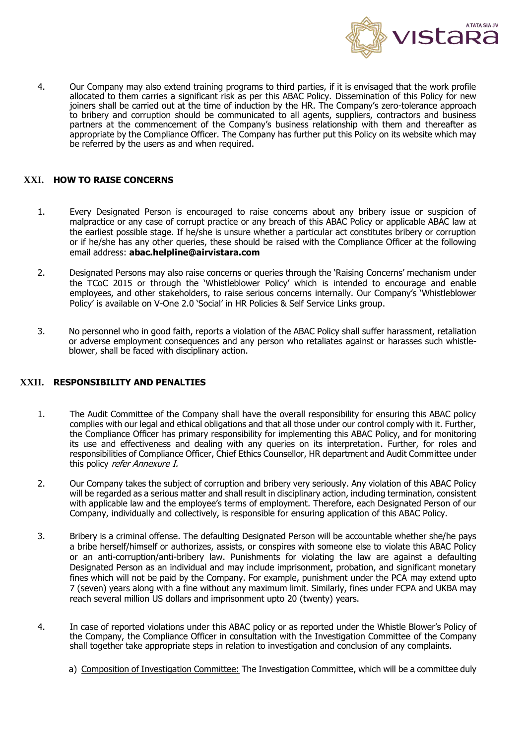4. Our Company may also extend training programs to third parties, if it is envisaged that the work profile allocated to them carries a significant risk as per this ABAC Policy. Dissemination of this Policy for new joiners shall be carried out at the time of induction by the HR. The Company's zero-tolerance approach to bribery and corruption should be communicated to all agents, suppliers, contractors and business partners at the commencement of the Company's business relationship with them and thereafter as appropriate by the Compliance Officer. The Company has further put this Policy on its website which may be referred by the users as and when required.

## XXI. HOW TO RAISE CONCERNS

1. Every Designated Person is encouraged to raise concerns about any bribery issue or suspicion of malpractice or any case of corrupt practice or any breach of this ABAC Policy or applicable ABAC law at the earliest possible stage. If he/she is unsure whether a particular act constitutes bribery or corruption or if he/she has any other queries, these should be raised with the Compliance Officer at the following email address: **abac.helpline@airvistara.com**

2. Designated Persons may also raise concerns or queries through the 'Raising Concerns' mechanism under the TCoC 2015 or through the 'Whistleblower Policy' which is intended to encourage and enable employees, and other stakeholders, to raise serious concerns internally. Our Company's 'Whistleblower Policy' is available on V-One 2.0 'Social' in HR Policies & Self Service Links group.

3. No personnel who in good faith, reports a violation of the ABAC Policy shall suffer harassment, retaliation or adverse employment consequences and any person who retaliates against or harasses such whistle-blower, shall be faced with disciplinary action.

## XXII. RESPONSIBILITY AND PENALTIES

1. The Audit Committee of the Company shall have the overall responsibility for ensuring this ABAC policy complies with our legal and ethical obligations and that all those under our control comply with it. Further, the Compliance Officer has primary responsibility for implementing this ABAC Policy, and for monitoring its use and effectiveness and dealing with any queries on its interpretation. Further, for roles and responsibilities of Compliance Officer, Chief Ethics Counsellor, HR department and Audit Committee under this policy *refer Annexure I.*

2. Our Company takes the subject of corruption and bribery very seriously. Any violation of this ABAC Policy will be regarded as a serious matter and shall result in disciplinary action, including termination, consistent with applicable law and the employee's terms of employment. Therefore, each Designated Person of our Company, individually and collectively, is responsible for ensuring application of this ABAC Policy.

3. Bribery is a criminal offense. The defaulting Designated Person will be accountable whether she/he pays a bribe herself/himself or authorizes, assists, or conspires with someone else to violate this ABAC Policy or an anti-corruption/anti-bribery law. Punishments for violating the law are against a defaulting Designated Person as an individual and may include imprisonment, probation, and significant monetary fines which will not be paid by the Company. For example, punishment under the PCA may extend upto 7 (seven) years along with a fine without any maximum limit. Similarly, fines under FCPA and UKBA may reach several million US dollars and imprisonment upto 20 (twenty) years.

4. In case of reported violations under this ABAC policy or as reported under the Whistle Blower's Policy of the Company, the Compliance Officer in consultation with the Investigation Committee of the Company shall together take appropriate steps in relation to investigation and conclusion of any complaints.

   a) <u>Composition of Investigation Committee:</u> The Investigation Committee, which will be a committee duly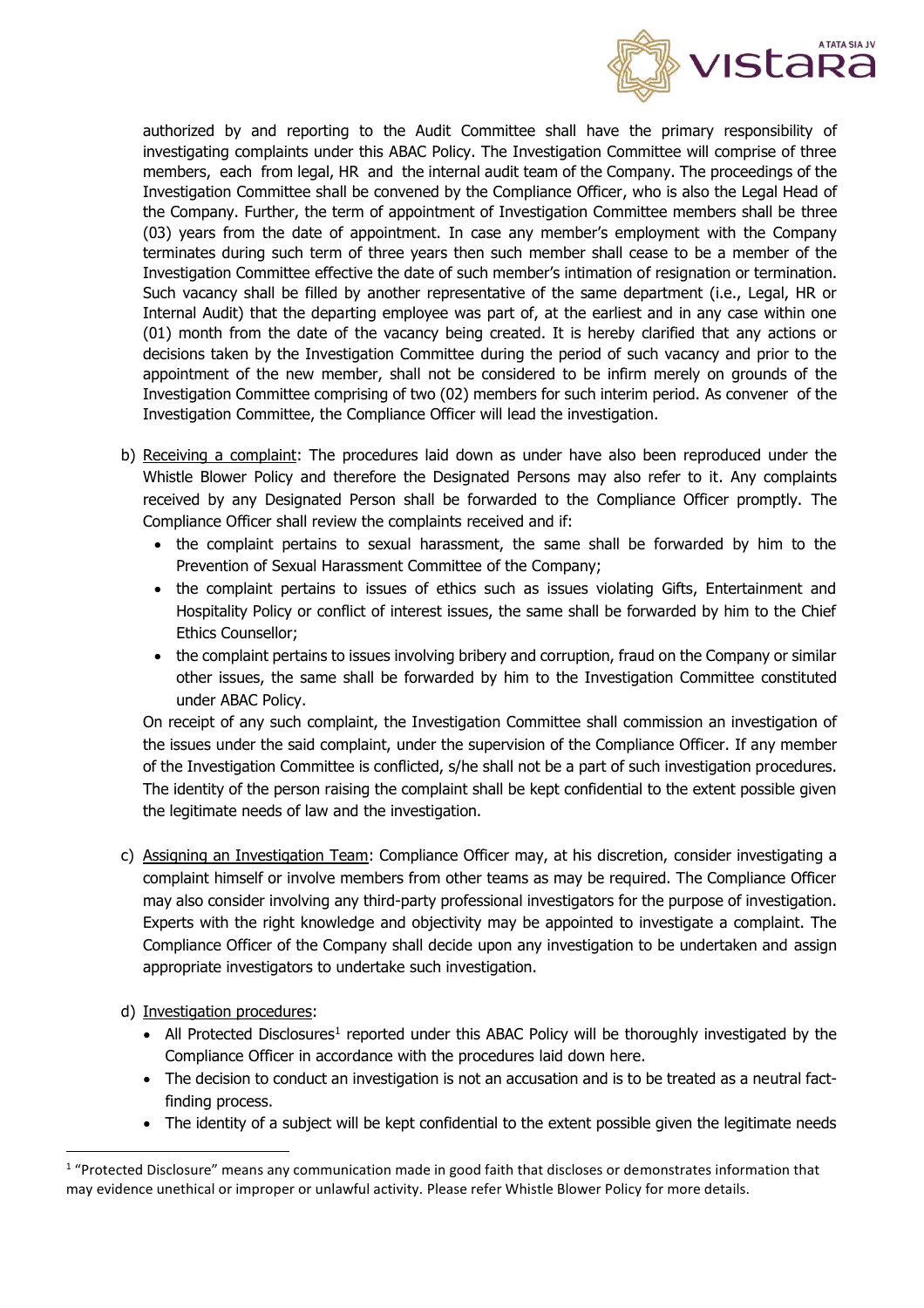authorized by and reporting to the Audit Committee shall have the primary responsibility of investigating complaints under this ABAC Policy. The Investigation Committee will comprise of three members, each from legal, HR and the internal audit team of the Company. The proceedings of the Investigation Committee shall be convened by the Compliance Officer, who is also the Legal Head of the Company. Further, the term of appointment of Investigation Committee members shall be three (03) years from the date of appointment. In case any member's employment with the Company terminates during such term of three years then such member shall cease to be a member of the Investigation Committee effective the date of such member's intimation of resignation or termination. Such vacancy shall be filled by another representative of the same department (i.e., Legal, HR or Internal Audit) that the departing employee was part of, at the earliest and in any case within one (01) month from the date of the vacancy being created. It is hereby clarified that any actions or decisions taken by the Investigation Committee during the period of such vacancy and prior to the appointment of the new member, shall not be considered to be infirm merely on grounds of the Investigation Committee comprising of two (02) members for such interim period. As convener of the Investigation Committee, the Compliance Officer will lead the investigation.

b) Receiving a complaint: The procedures laid down as under have also been reproduced under the Whistle Blower Policy and therefore the Designated Persons may also refer to it. Any complaints received by any Designated Person shall be forwarded to the Compliance Officer promptly. The Compliance Officer shall review the complaints received and if:
   - the complaint pertains to sexual harassment, the same shall be forwarded by him to the Prevention of Sexual Harassment Committee of the Company;
   - the complaint pertains to issues of ethics such as issues violating Gifts, Entertainment and Hospitality Policy or conflict of interest issues, the same shall be forwarded by him to the Chief Ethics Counsellor;
   - the complaint pertains to issues involving bribery and corruption, fraud on the Company or similar other issues, the same shall be forwarded by him to the Investigation Committee constituted under ABAC Policy.

   On receipt of any such complaint, the Investigation Committee shall commission an investigation of the issues under the said complaint, under the supervision of the Compliance Officer. If any member of the Investigation Committee is conflicted, s/he shall not be a part of such investigation procedures. The identity of the person raising the complaint shall be kept confidential to the extent possible given the legitimate needs of law and the investigation.

c) Assigning an Investigation Team: Compliance Officer may, at his discretion, consider investigating a complaint himself or involve members from other teams as may be required. The Compliance Officer may also consider involving any third-party professional investigators for the purpose of investigation. Experts with the right knowledge and objectivity may be appointed to investigate a complaint. The Compliance Officer of the Company shall decide upon any investigation to be undertaken and assign appropriate investigators to undertake such investigation.

d) Investigation procedures:
   - All Protected Disclosures[1] reported under this ABAC Policy will be thoroughly investigated by the Compliance Officer in accordance with the procedures laid down here.
   - The decision to conduct an investigation is not an accusation and is to be treated as a neutral fact-finding process.
   - The identity of a subject will be kept confidential to the extent possible given the legitimate needs

[1] "Protected Disclosure" means any communication made in good faith that discloses or demonstrates information that may evidence unethical or improper or unlawful activity. Please refer Whistle Blower Policy for more details.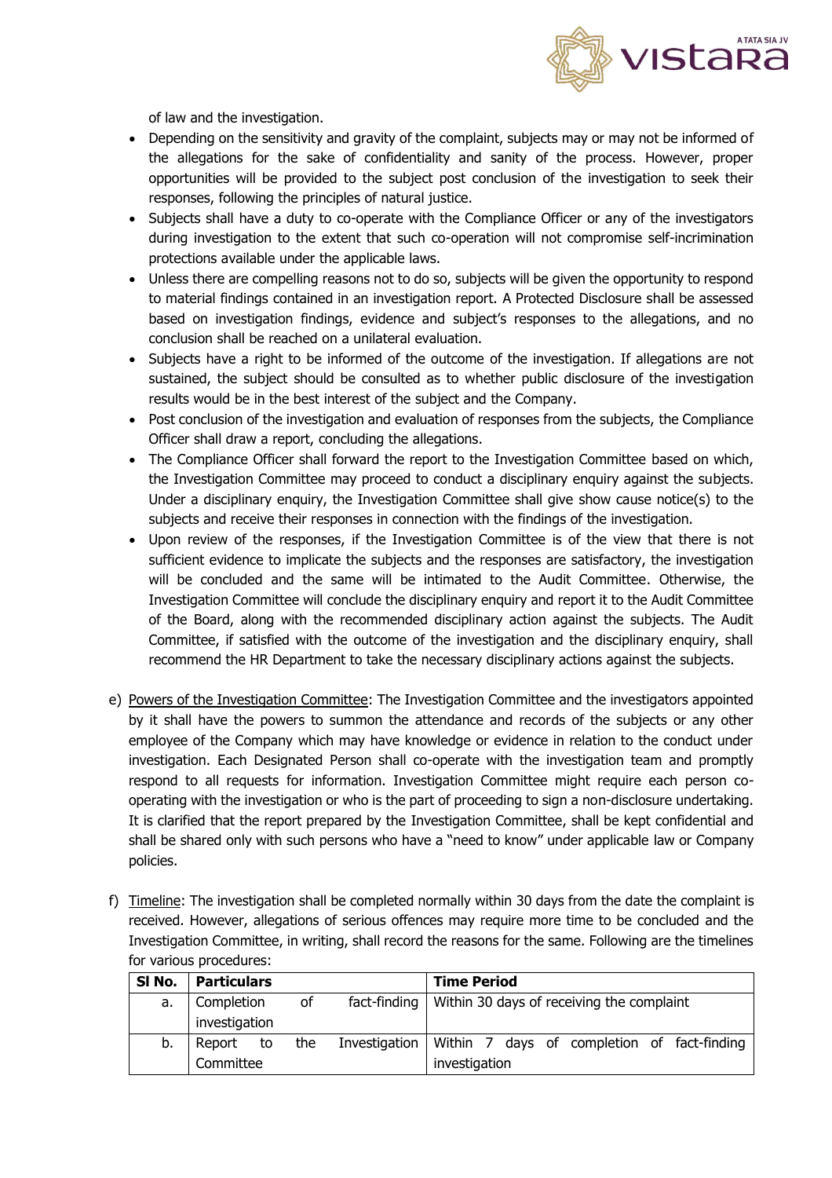of law and the investigation.

- Depending on the sensitivity and gravity of the complaint, subjects may or may not be informed of the allegations for the sake of confidentiality and sanity of the process. However, proper opportunities will be provided to the subject post conclusion of the investigation to seek their responses, following the principles of natural justice.
- Subjects shall have a duty to co-operate with the Compliance Officer or any of the investigators during investigation to the extent that such co-operation will not compromise self-incrimination protections available under the applicable laws.
- Unless there are compelling reasons not to do so, subjects will be given the opportunity to respond to material findings contained in an investigation report. A Protected Disclosure shall be assessed based on investigation findings, evidence and subject's responses to the allegations, and no conclusion shall be reached on a unilateral evaluation.
- Subjects have a right to be informed of the outcome of the investigation. If allegations are not sustained, the subject should be consulted as to whether public disclosure of the investigation results would be in the best interest of the subject and the Company.
- Post conclusion of the investigation and evaluation of responses from the subjects, the Compliance Officer shall draw a report, concluding the allegations.
- The Compliance Officer shall forward the report to the Investigation Committee based on which, the Investigation Committee may proceed to conduct a disciplinary enquiry against the subjects. Under a disciplinary enquiry, the Investigation Committee shall give show cause notice(s) to the subjects and receive their responses in connection with the findings of the investigation.
- Upon review of the responses, if the Investigation Committee is of the view that there is not sufficient evidence to implicate the subjects and the responses are satisfactory, the investigation will be concluded and the same will be intimated to the Audit Committee. Otherwise, the Investigation Committee will conclude the disciplinary enquiry and report it to the Audit Committee of the Board, along with the recommended disciplinary action against the subjects. The Audit Committee, if satisfied with the outcome of the investigation and the disciplinary enquiry, shall recommend the HR Department to take the necessary disciplinary actions against the subjects.

e) Powers of the Investigation Committee: The Investigation Committee and the investigators appointed by it shall have the powers to summon the attendance and records of the subjects or any other employee of the Company which may have knowledge or evidence in relation to the conduct under investigation. Each Designated Person shall co-operate with the investigation team and promptly respond to all requests for information. Investigation Committee might require each person co-operating with the investigation or who is the part of proceeding to sign a non-disclosure undertaking. It is clarified that the report prepared by the Investigation Committee, shall be kept confidential and shall be shared only with such persons who have a "need to know" under applicable law or Company policies.

f) Timeline: The investigation shall be completed normally within 30 days from the date the complaint is received. However, allegations of serious offences may require more time to be concluded and the Investigation Committee, in writing, shall record the reasons for the same. Following are the timelines for various procedures:

| Sl No. | Particulars | Time Period |
|---|---|---|
| a. | Completion of fact-finding investigation | Within 30 days of receiving the complaint |
| b. | Report to the Investigation Committee | Within 7 days of completion of fact-finding investigation |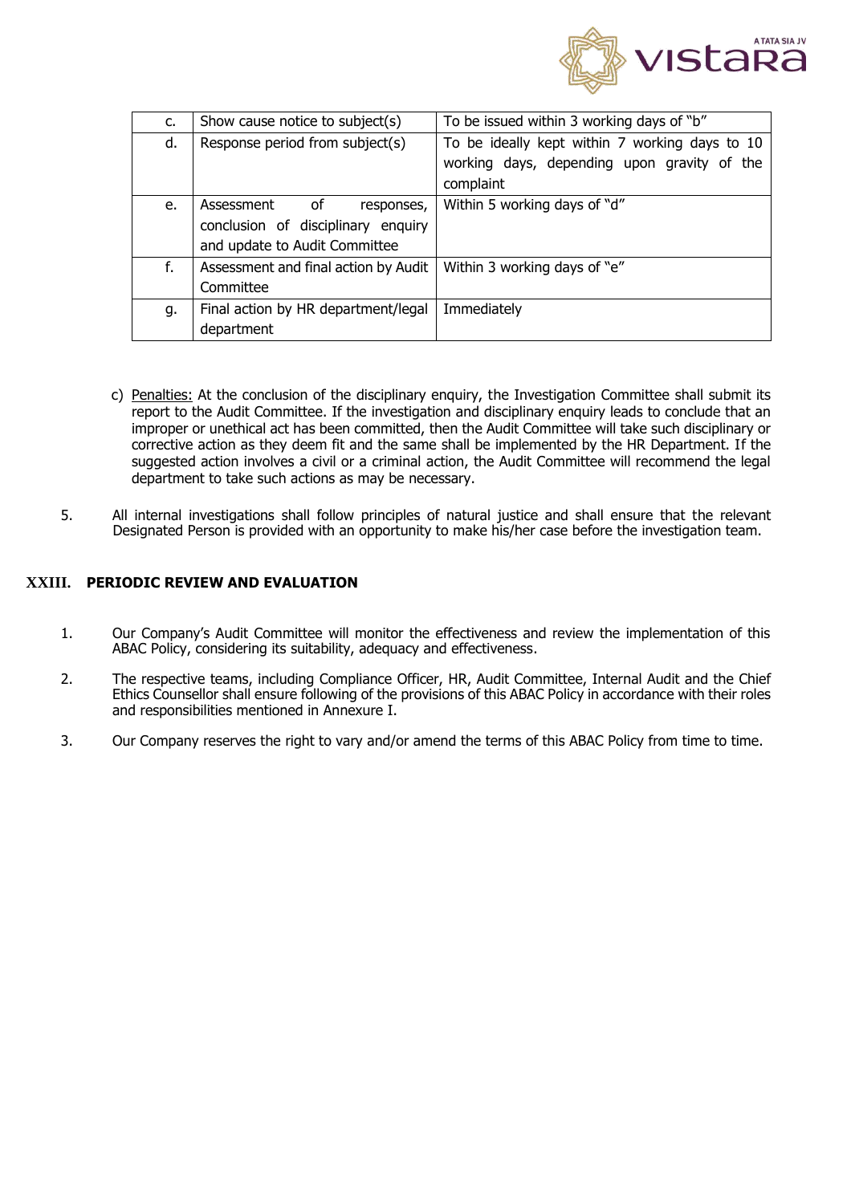| c. | Show cause notice to subject(s) | To be issued within 3 working days of "b" |
|---|---|---|
| d. | Response period from subject(s) | To be ideally kept within 7 working days to 10 working days, depending upon gravity of the complaint |
| e. | Assessment of responses, conclusion of disciplinary enquiry and update to Audit Committee | Within 5 working days of "d" |
| f. | Assessment and final action by Audit Committee | Within 3 working days of "e" |
| g. | Final action by HR department/legal department | Immediately |

c) Penalties: At the conclusion of the disciplinary enquiry, the Investigation Committee shall submit its report to the Audit Committee. If the investigation and disciplinary enquiry leads to conclude that an improper or unethical act has been committed, then the Audit Committee will take such disciplinary or corrective action as they deem fit and the same shall be implemented by the HR Department. If the suggested action involves a civil or a criminal action, the Audit Committee will recommend the legal department to take such actions as may be necessary.

5. All internal investigations shall follow principles of natural justice and shall ensure that the relevant Designated Person is provided with an opportunity to make his/her case before the investigation team.

## XXIII. PERIODIC REVIEW AND EVALUATION

1. Our Company's Audit Committee will monitor the effectiveness and review the implementation of this ABAC Policy, considering its suitability, adequacy and effectiveness.

2. The respective teams, including Compliance Officer, HR, Audit Committee, Internal Audit and the Chief Ethics Counsellor shall ensure following of the provisions of this ABAC Policy in accordance with their roles and responsibilities mentioned in Annexure I.

3. Our Company reserves the right to vary and/or amend the terms of this ABAC Policy from time to time.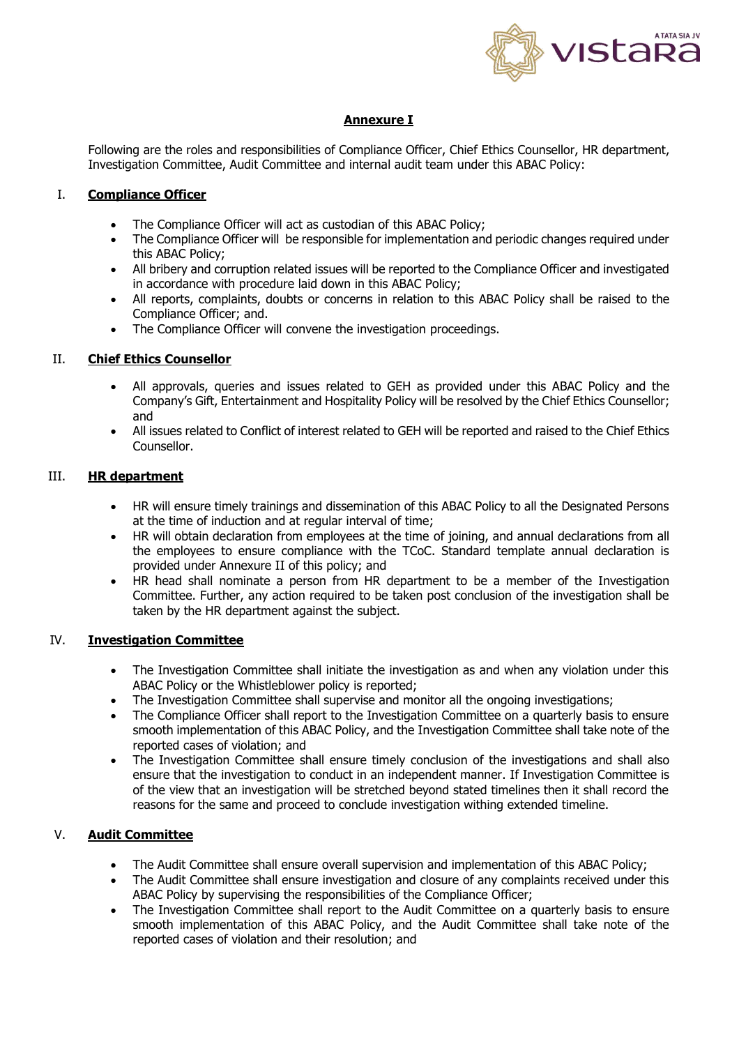**Annexure I**

Following are the roles and responsibilities of Compliance Officer, Chief Ethics Counsellor, HR department, Investigation Committee, Audit Committee and internal audit team under this ABAC Policy:

## I. Compliance Officer

- The Compliance Officer will act as custodian of this ABAC Policy;
- The Compliance Officer will be responsible for implementation and periodic changes required under this ABAC Policy;
- All bribery and corruption related issues will be reported to the Compliance Officer and investigated in accordance with procedure laid down in this ABAC Policy;
- All reports, complaints, doubts or concerns in relation to this ABAC Policy shall be raised to the Compliance Officer; and.
- The Compliance Officer will convene the investigation proceedings.

## II. Chief Ethics Counsellor

- All approvals, queries and issues related to GEH as provided under this ABAC Policy and the Company's Gift, Entertainment and Hospitality Policy will be resolved by the Chief Ethics Counsellor; and
- All issues related to Conflict of interest related to GEH will be reported and raised to the Chief Ethics Counsellor.

## III. HR department

- HR will ensure timely trainings and dissemination of this ABAC Policy to all the Designated Persons at the time of induction and at regular interval of time;
- HR will obtain declaration from employees at the time of joining, and annual declarations from all the employees to ensure compliance with the TCoC. Standard template annual declaration is provided under Annexure II of this policy; and
- HR head shall nominate a person from HR department to be a member of the Investigation Committee. Further, any action required to be taken post conclusion of the investigation shall be taken by the HR department against the subject.

## IV. Investigation Committee

- The Investigation Committee shall initiate the investigation as and when any violation under this ABAC Policy or the Whistleblower policy is reported;
- The Investigation Committee shall supervise and monitor all the ongoing investigations;
- The Compliance Officer shall report to the Investigation Committee on a quarterly basis to ensure smooth implementation of this ABAC Policy, and the Investigation Committee shall take note of the reported cases of violation; and
- The Investigation Committee shall ensure timely conclusion of the investigations and shall also ensure that the investigation to conduct in an independent manner. If Investigation Committee is of the view that an investigation will be stretched beyond stated timelines then it shall record the reasons for the same and proceed to conclude investigation withing extended timeline.

## V. Audit Committee

- The Audit Committee shall ensure overall supervision and implementation of this ABAC Policy;
- The Audit Committee shall ensure investigation and closure of any complaints received under this ABAC Policy by supervising the responsibilities of the Compliance Officer;
- The Investigation Committee shall report to the Audit Committee on a quarterly basis to ensure smooth implementation of this ABAC Policy, and the Audit Committee shall take note of the reported cases of violation and their resolution; and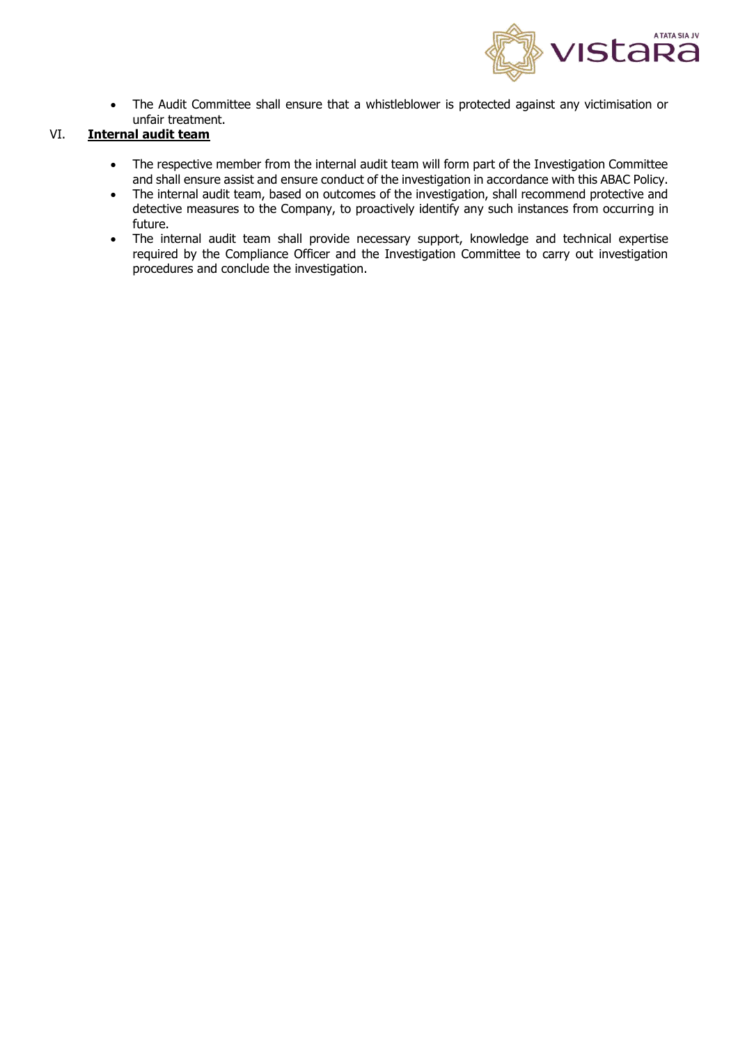- The Audit Committee shall ensure that a whistleblower is protected against any victimisation or unfair treatment.

VI. **Internal audit team**

- The respective member from the internal audit team will form part of the Investigation Committee and shall ensure assist and ensure conduct of the investigation in accordance with this ABAC Policy.
- The internal audit team, based on outcomes of the investigation, shall recommend protective and detective measures to the Company, to proactively identify any such instances from occurring in future.
- The internal audit team shall provide necessary support, knowledge and technical expertise required by the Compliance Officer and the Investigation Committee to carry out investigation procedures and conclude the investigation.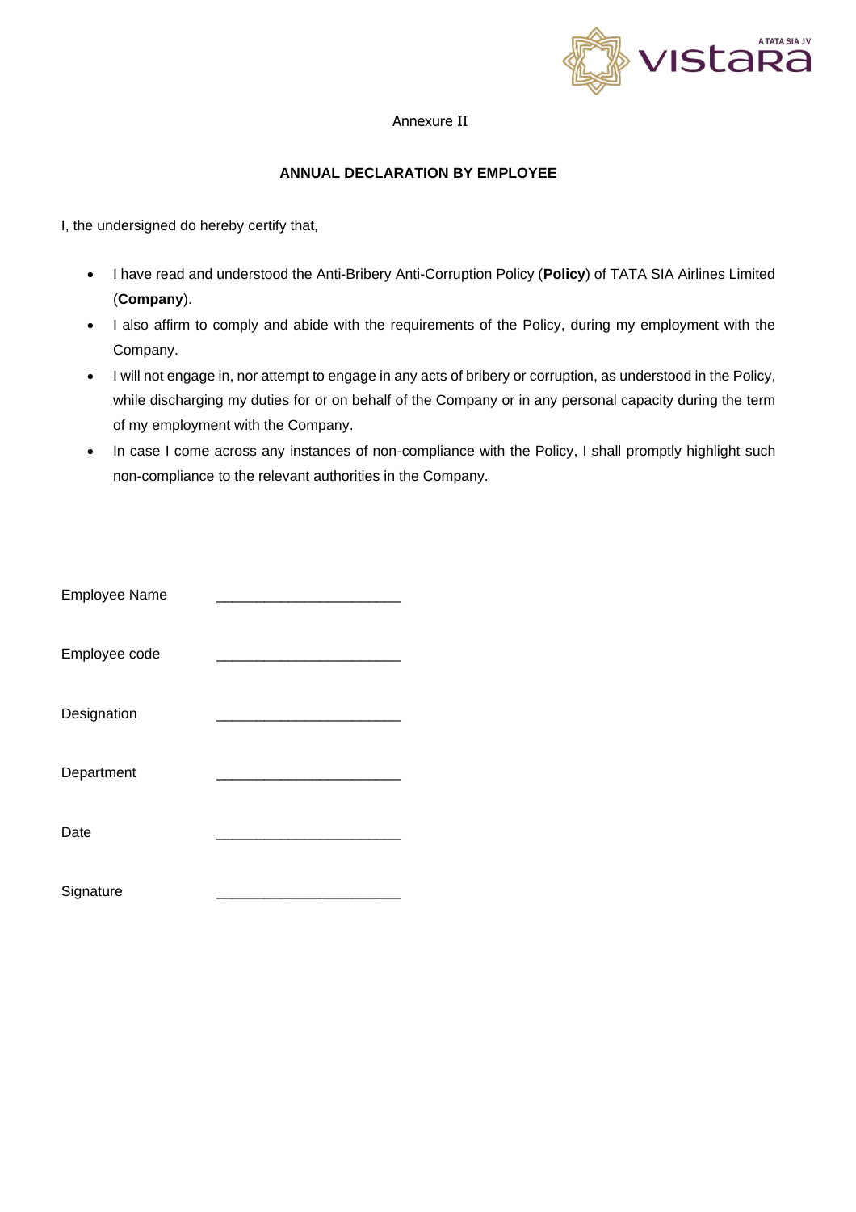Annexure II

## ANNUAL DECLARATION BY EMPLOYEE

I, the undersigned do hereby certify that,

- I have read and understood the Anti-Bribery Anti-Corruption Policy (**Policy**) of TATA SIA Airlines Limited (**Company**).
- I also affirm to comply and abide with the requirements of the Policy, during my employment with the Company.
- I will not engage in, nor attempt to engage in any acts of bribery or corruption, as understood in the Policy, while discharging my duties for or on behalf of the Company or in any personal capacity during the term of my employment with the Company.
- In case I come across any instances of non-compliance with the Policy, I shall promptly highlight such non-compliance to the relevant authorities in the Company.

Employee Name ______________________

Employee code ______________________

Designation ______________________

Department ______________________

Date ______________________

Signature ______________________